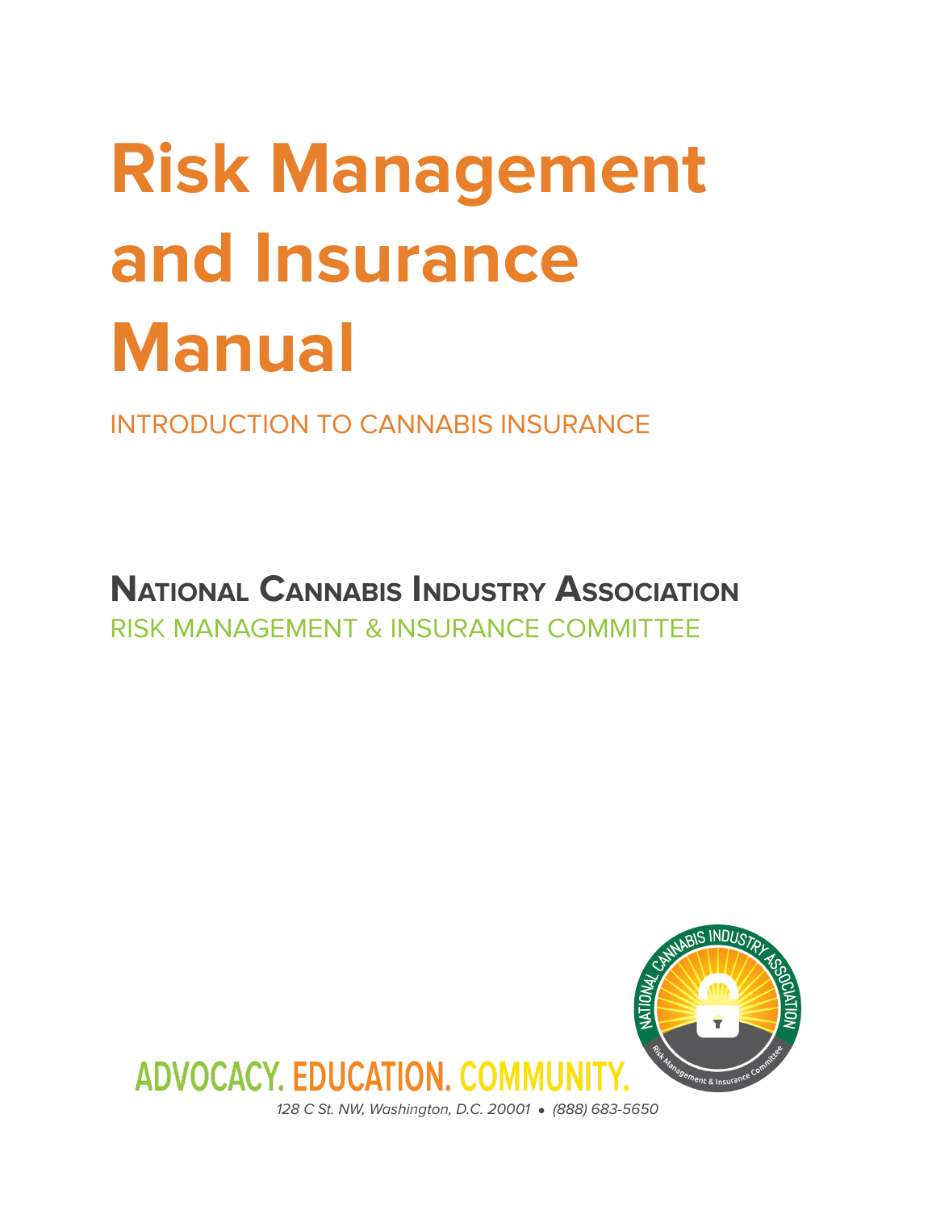# Risk Management and Insurance Manual

INTRODUCTION TO CANNABIS INSURANCE

## National Cannabis Industry Association

RISK MANAGEMENT & INSURANCE COMMITTEE

ADVOCACY. EDUCATION. COMMUNITY.

*128 C St. NW, Washington, D.C. 20001 • (888) 683-5650*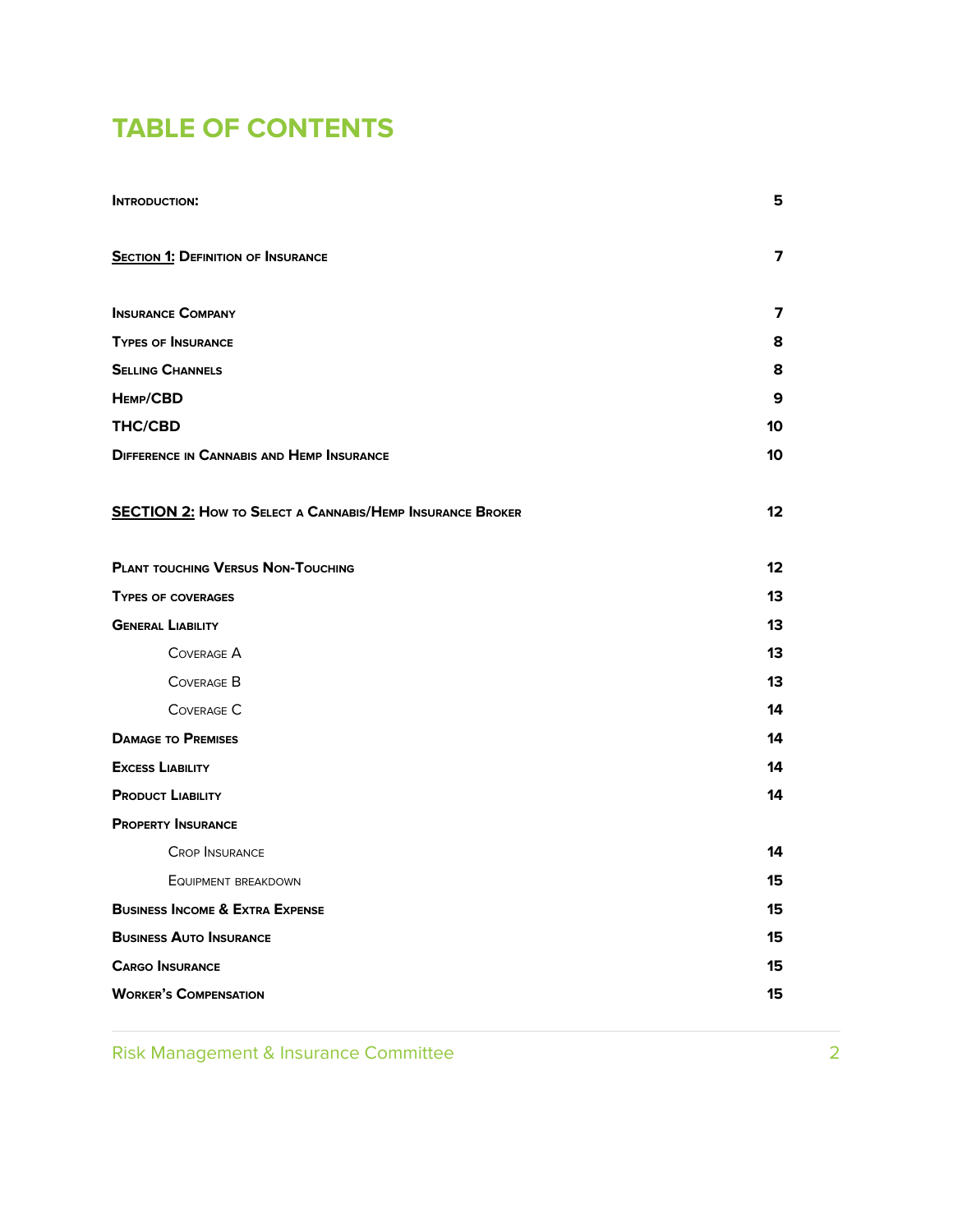# TABLE OF CONTENTS

| | |
|---|---|
| **Introduction:** | **5** |
| **Section 1: Definition of Insurance** | **7** |
| **Insurance Company** | **7** |
| **Types of Insurance** | **8** |
| **Selling Channels** | **8** |
| **Hemp/CBD** | **9** |
| **THC/CBD** | **10** |
| **Difference in Cannabis and Hemp Insurance** | **10** |
| **SECTION 2: How to Select a Cannabis/Hemp Insurance Broker** | **12** |
| **Plant touching Versus Non-Touching** | **12** |
| **Types of coverages** | **13** |
| **General Liability** | **13** |
| &nbsp;&nbsp;&nbsp;&nbsp;Coverage A | **13** |
| &nbsp;&nbsp;&nbsp;&nbsp;Coverage B | **13** |
| &nbsp;&nbsp;&nbsp;&nbsp;Coverage C | **14** |
| **Damage to Premises** | **14** |
| **Excess Liability** | **14** |
| **Product Liability** | **14** |
| **Property Insurance** | |
| &nbsp;&nbsp;&nbsp;&nbsp;Crop Insurance | **14** |
| &nbsp;&nbsp;&nbsp;&nbsp;Equipment breakdown | **15** |
| **Business Income & Extra Expense** | **15** |
| **Business Auto Insurance** | **15** |
| **Cargo Insurance** | **15** |
| **Worker's Compensation** | **15** |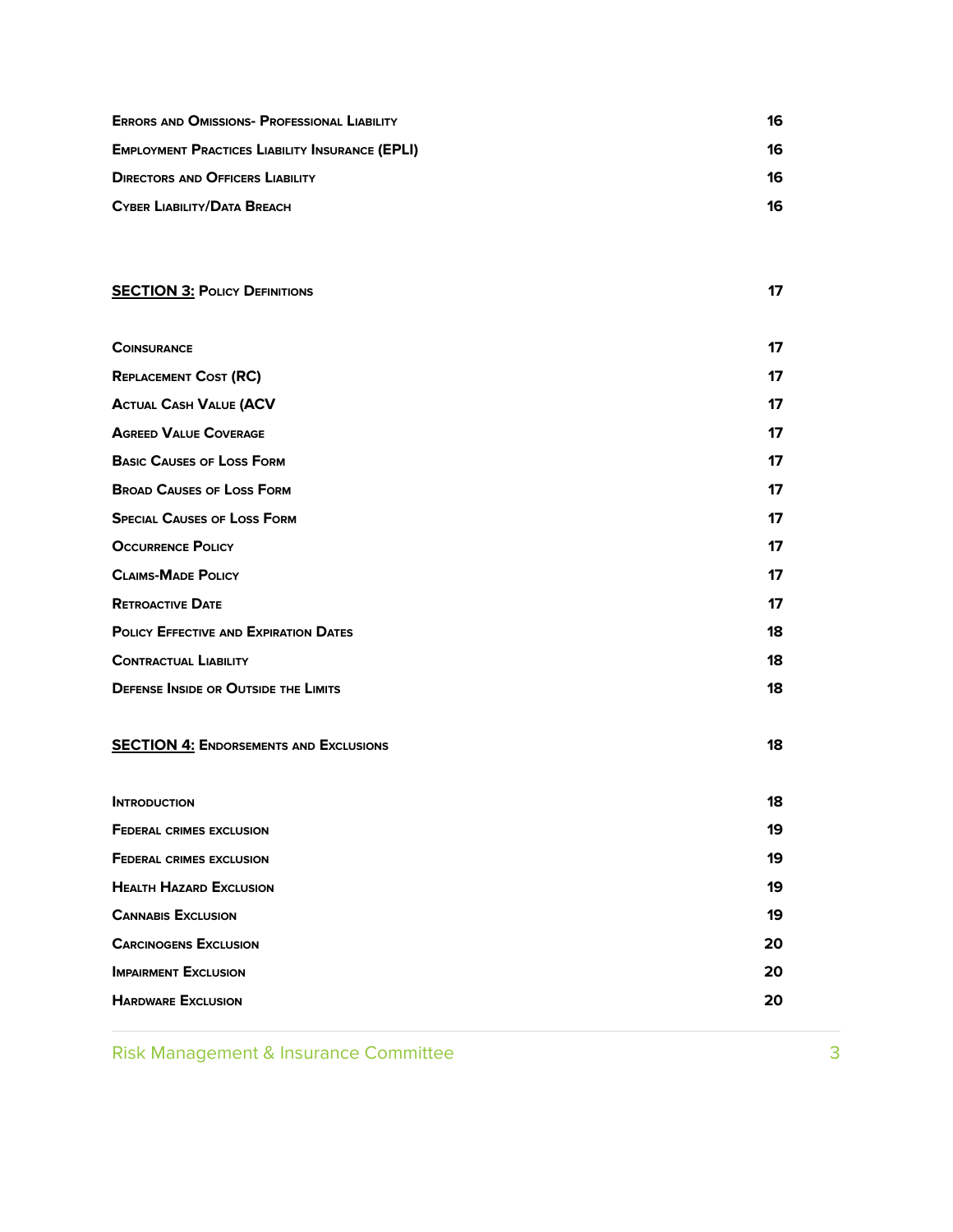| | |
|---|---|
| **Errors and Omissions- Professional Liability** | 16 |
| **Employment Practices Liability Insurance (EPLI)** | 16 |
| **Directors and Officers Liability** | 16 |
| **Cyber Liability/Data Breach** | 16 |
| | |
| **SECTION 3: Policy Definitions** | 17 |
| | |
| **Coinsurance** | 17 |
| **Replacement Cost (RC)** | 17 |
| **Actual Cash Value (ACV** | 17 |
| **Agreed Value Coverage** | 17 |
| **Basic Causes of Loss Form** | 17 |
| **Broad Causes of Loss Form** | 17 |
| **Special Causes of Loss Form** | 17 |
| **Occurrence Policy** | 17 |
| **Claims-Made Policy** | 17 |
| **Retroactive Date** | 17 |
| **Policy Effective and Expiration Dates** | 18 |
| **Contractual Liability** | 18 |
| **Defense Inside or Outside the Limits** | 18 |
| | |
| **SECTION 4: Endorsements and Exclusions** | 18 |
| | |
| **Introduction** | 18 |
| **Federal crimes exclusion** | 19 |
| **Federal crimes exclusion** | 19 |
| **Health Hazard Exclusion** | 19 |
| **Cannabis Exclusion** | 19 |
| **Carcinogens Exclusion** | 20 |
| **Impairment Exclusion** | 20 |
| **Hardware Exclusion** | 20 |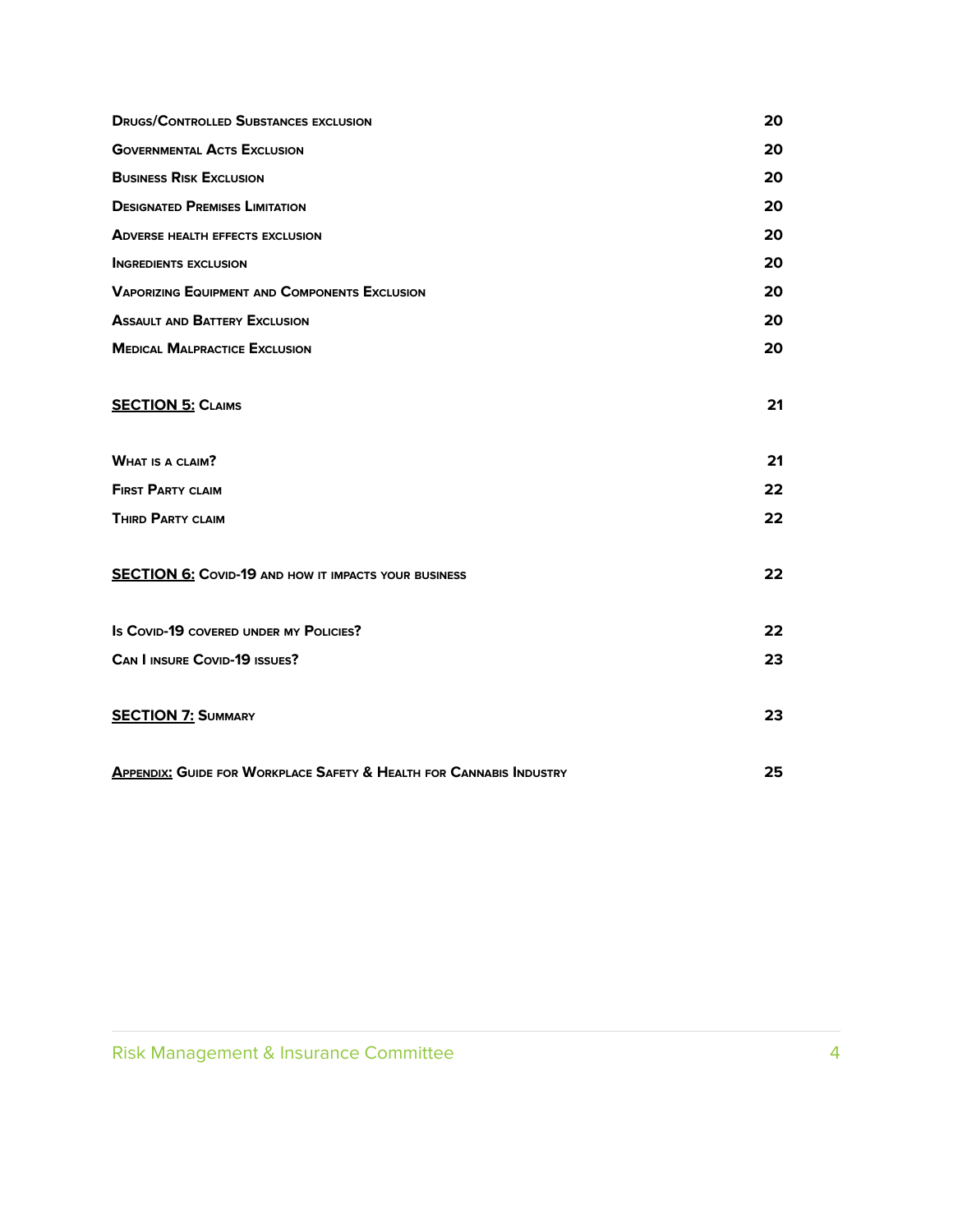| | |
|---|---|
| **Drugs/Controlled Substances exclusion** | **20** |
| **Governmental Acts Exclusion** | **20** |
| **Business Risk Exclusion** | **20** |
| **Designated Premises Limitation** | **20** |
| **Adverse health effects exclusion** | **20** |
| **Ingredients exclusion** | **20** |
| **Vaporizing Equipment and Components Exclusion** | **20** |
| **Assault and Battery Exclusion** | **20** |
| **Medical Malpractice Exclusion** | **20** |
| **SECTION 5: Claims** | **21** |
| **What is a claim?** | **21** |
| **First Party claim** | **22** |
| **Third Party claim** | **22** |
| **SECTION 6: Covid-19 and how it impacts your business** | **22** |
| **Is Covid-19 covered under my Policies?** | **22** |
| **Can I insure Covid-19 issues?** | **23** |
| **SECTION 7: Summary** | **23** |
| **Appendix: Guide for Workplace Safety & Health for Cannabis Industry** | **25** |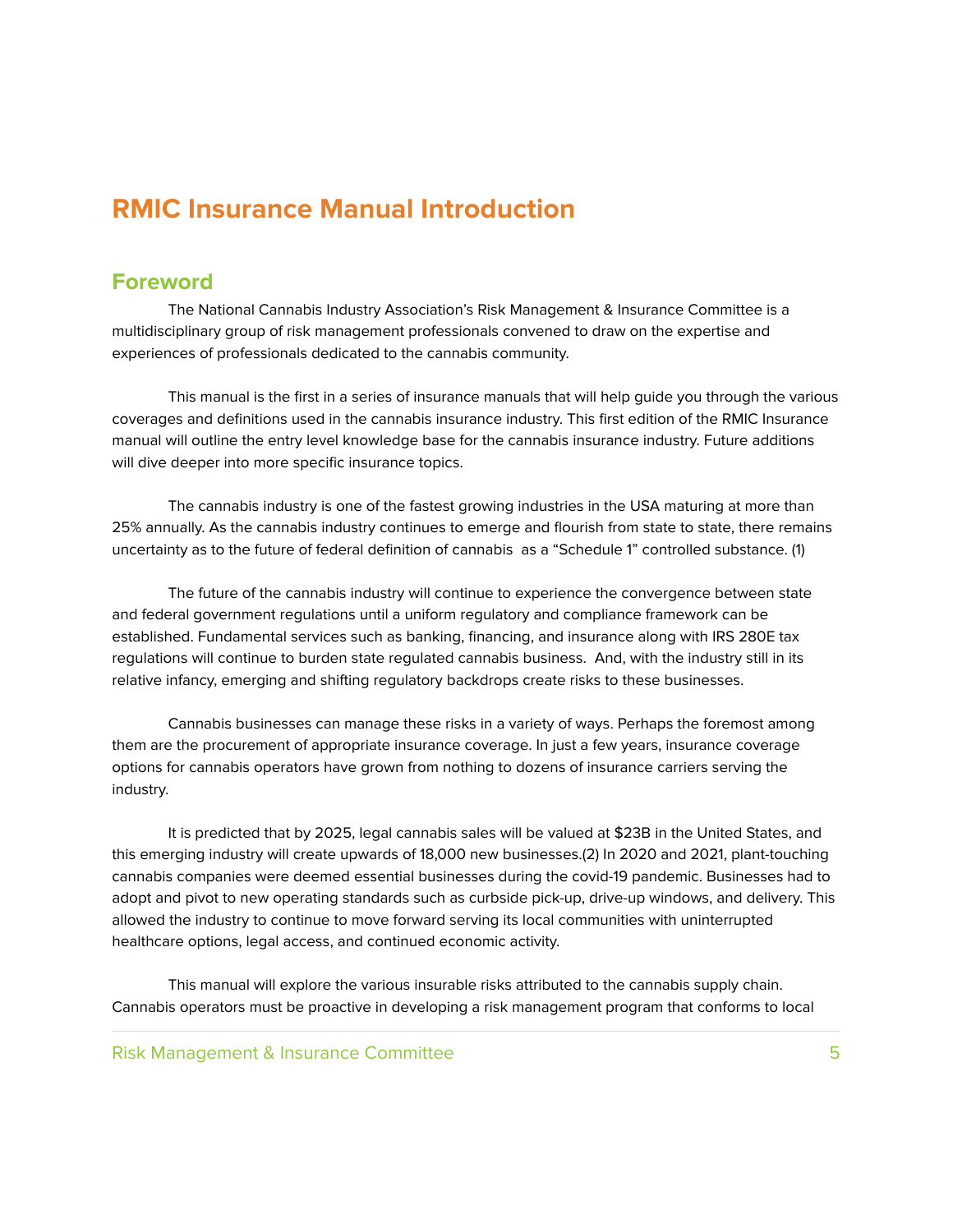# RMIC Insurance Manual Introduction

## Foreword

The National Cannabis Industry Association's Risk Management & Insurance Committee is a multidisciplinary group of risk management professionals convened to draw on the expertise and experiences of professionals dedicated to the cannabis community.

This manual is the first in a series of insurance manuals that will help guide you through the various coverages and definitions used in the cannabis insurance industry. This first edition of the RMIC Insurance manual will outline the entry level knowledge base for the cannabis insurance industry. Future additions will dive deeper into more specific insurance topics.

The cannabis industry is one of the fastest growing industries in the USA maturing at more than 25% annually. As the cannabis industry continues to emerge and flourish from state to state, there remains uncertainty as to the future of federal definition of cannabis as a "Schedule 1" controlled substance. (1)

The future of the cannabis industry will continue to experience the convergence between state and federal government regulations until a uniform regulatory and compliance framework can be established. Fundamental services such as banking, financing, and insurance along with IRS 280E tax regulations will continue to burden state regulated cannabis business. And, with the industry still in its relative infancy, emerging and shifting regulatory backdrops create risks to these businesses.

Cannabis businesses can manage these risks in a variety of ways. Perhaps the foremost among them are the procurement of appropriate insurance coverage. In just a few years, insurance coverage options for cannabis operators have grown from nothing to dozens of insurance carriers serving the industry.

It is predicted that by 2025, legal cannabis sales will be valued at $23B in the United States, and this emerging industry will create upwards of 18,000 new businesses.(2) In 2020 and 2021, plant-touching cannabis companies were deemed essential businesses during the covid-19 pandemic. Businesses had to adopt and pivot to new operating standards such as curbside pick-up, drive-up windows, and delivery. This allowed the industry to continue to move forward serving its local communities with uninterrupted healthcare options, legal access, and continued economic activity.

This manual will explore the various insurable risks attributed to the cannabis supply chain. Cannabis operators must be proactive in developing a risk management program that conforms to local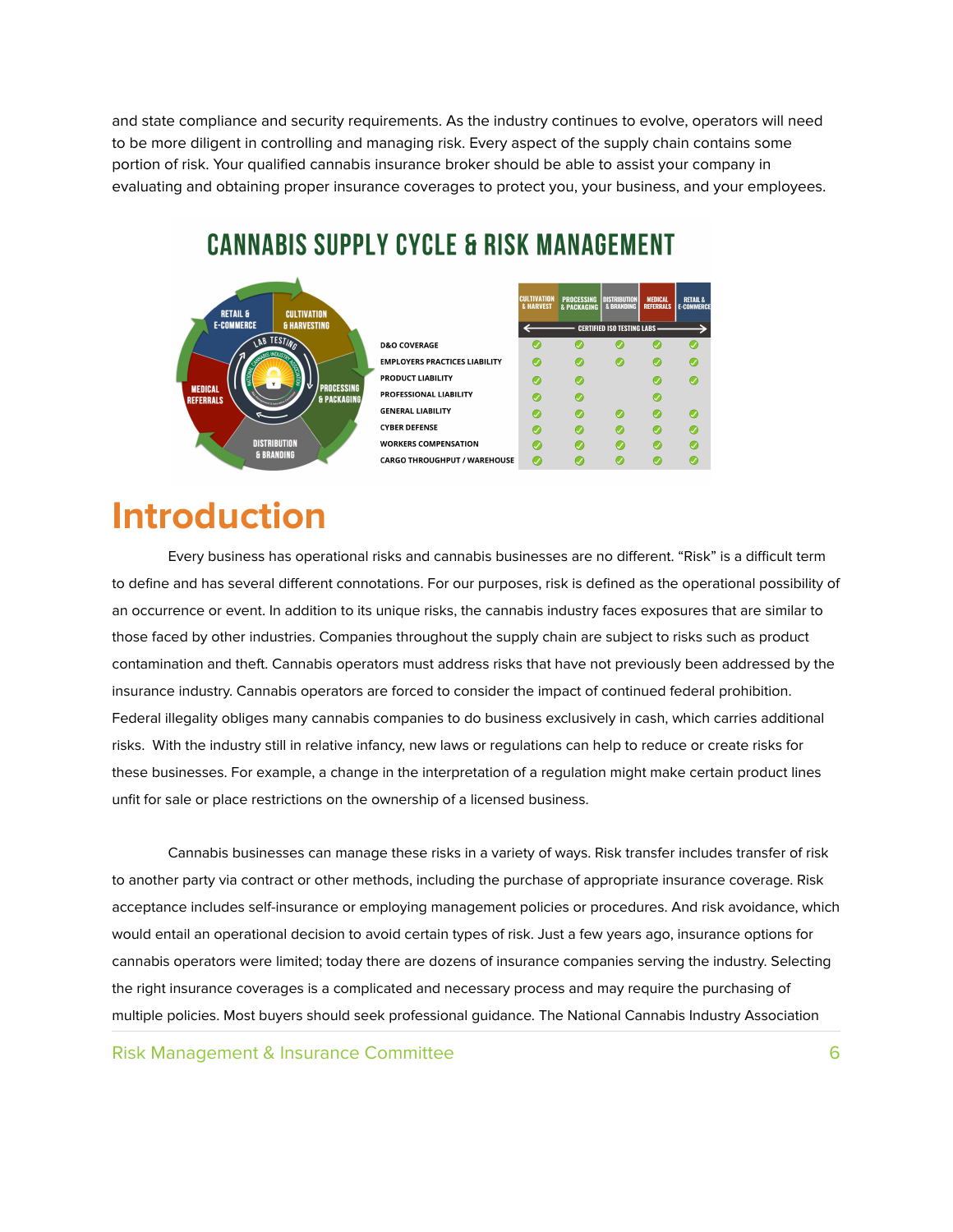and state compliance and security requirements. As the industry continues to evolve, operators will need to be more diligent in controlling and managing risk. Every aspect of the supply chain contains some portion of risk. Your qualified cannabis insurance broker should be able to assist your company in evaluating and obtaining proper insurance coverages to protect you, your business, and your employees.

**CANNABIS SUPPLY CYCLE & RISK MANAGEMENT**

| | Cultivation & Harvest | Processing & Packaging | Distribution & Branding | Medical Referrals | Retail & E-Commerce |
|---|---|---|---|---|---|
| | Certified ISO Testing Labs | | | | |
| D&O COVERAGE | ✓ | ✓ | ✓ | ✓ | ✓ |
| EMPLOYERS PRACTICES LIABILITY | ✓ | ✓ | ✓ | ✓ | ✓ |
| PRODUCT LIABILITY | ✓ | ✓ | | ✓ | ✓ |
| PROFESSIONAL LIABILITY | ✓ | ✓ | | ✓ | |
| GENERAL LIABILITY | ✓ | ✓ | ✓ | ✓ | ✓ |
| CYBER DEFENSE | ✓ | ✓ | ✓ | ✓ | ✓ |
| WORKERS COMPENSATION | ✓ | ✓ | ✓ | ✓ | ✓ |
| CARGO THROUGHPUT / WAREHOUSE | ✓ | ✓ | ✓ | ✓ | ✓ |

# Introduction

Every business has operational risks and cannabis businesses are no different. "Risk" is a difficult term to define and has several different connotations. For our purposes, risk is defined as the operational possibility of an occurrence or event. In addition to its unique risks, the cannabis industry faces exposures that are similar to those faced by other industries. Companies throughout the supply chain are subject to risks such as product contamination and theft. Cannabis operators must address risks that have not previously been addressed by the insurance industry. Cannabis operators are forced to consider the impact of continued federal prohibition. Federal illegality obliges many cannabis companies to do business exclusively in cash, which carries additional risks. With the industry still in relative infancy, new laws or regulations can help to reduce or create risks for these businesses. For example, a change in the interpretation of a regulation might make certain product lines unfit for sale or place restrictions on the ownership of a licensed business.

Cannabis businesses can manage these risks in a variety of ways. Risk transfer includes transfer of risk to another party via contract or other methods, including the purchase of appropriate insurance coverage. Risk acceptance includes self-insurance or employing management policies or procedures. And risk avoidance, which would entail an operational decision to avoid certain types of risk. Just a few years ago, insurance options for cannabis operators were limited; today there are dozens of insurance companies serving the industry. Selecting the right insurance coverages is a complicated and necessary process and may require the purchasing of multiple policies. Most buyers should seek professional guidance. The National Cannabis Industry Association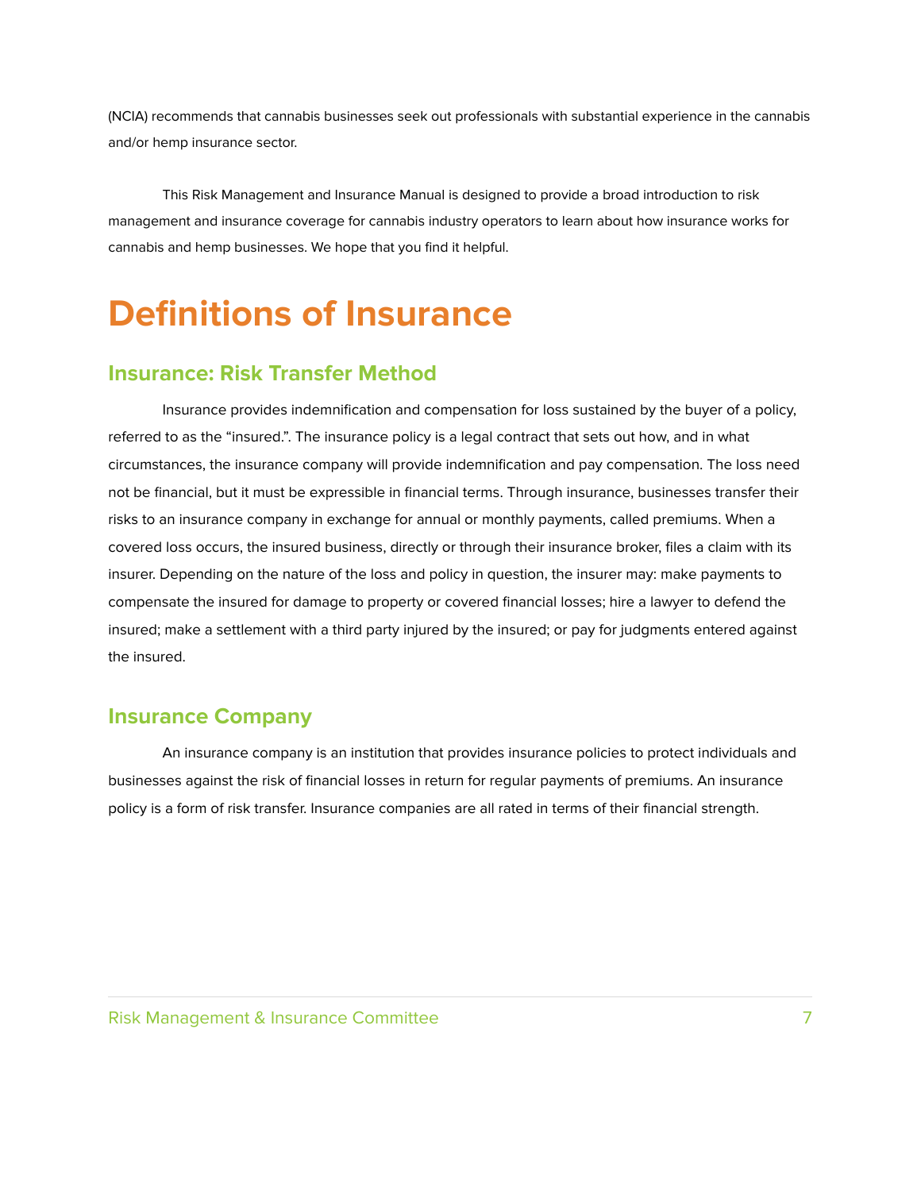(NCIA) recommends that cannabis businesses seek out professionals with substantial experience in the cannabis and/or hemp insurance sector.

This Risk Management and Insurance Manual is designed to provide a broad introduction to risk management and insurance coverage for cannabis industry operators to learn about how insurance works for cannabis and hemp businesses. We hope that you find it helpful.

# Definitions of Insurance

## Insurance: Risk Transfer Method

Insurance provides indemnification and compensation for loss sustained by the buyer of a policy, referred to as the "insured.". The insurance policy is a legal contract that sets out how, and in what circumstances, the insurance company will provide indemnification and pay compensation. The loss need not be financial, but it must be expressible in financial terms. Through insurance, businesses transfer their risks to an insurance company in exchange for annual or monthly payments, called premiums. When a covered loss occurs, the insured business, directly or through their insurance broker, files a claim with its insurer. Depending on the nature of the loss and policy in question, the insurer may: make payments to compensate the insured for damage to property or covered financial losses; hire a lawyer to defend the insured; make a settlement with a third party injured by the insured; or pay for judgments entered against the insured.

## Insurance Company

An insurance company is an institution that provides insurance policies to protect individuals and businesses against the risk of financial losses in return for regular payments of premiums. An insurance policy is a form of risk transfer. Insurance companies are all rated in terms of their financial strength.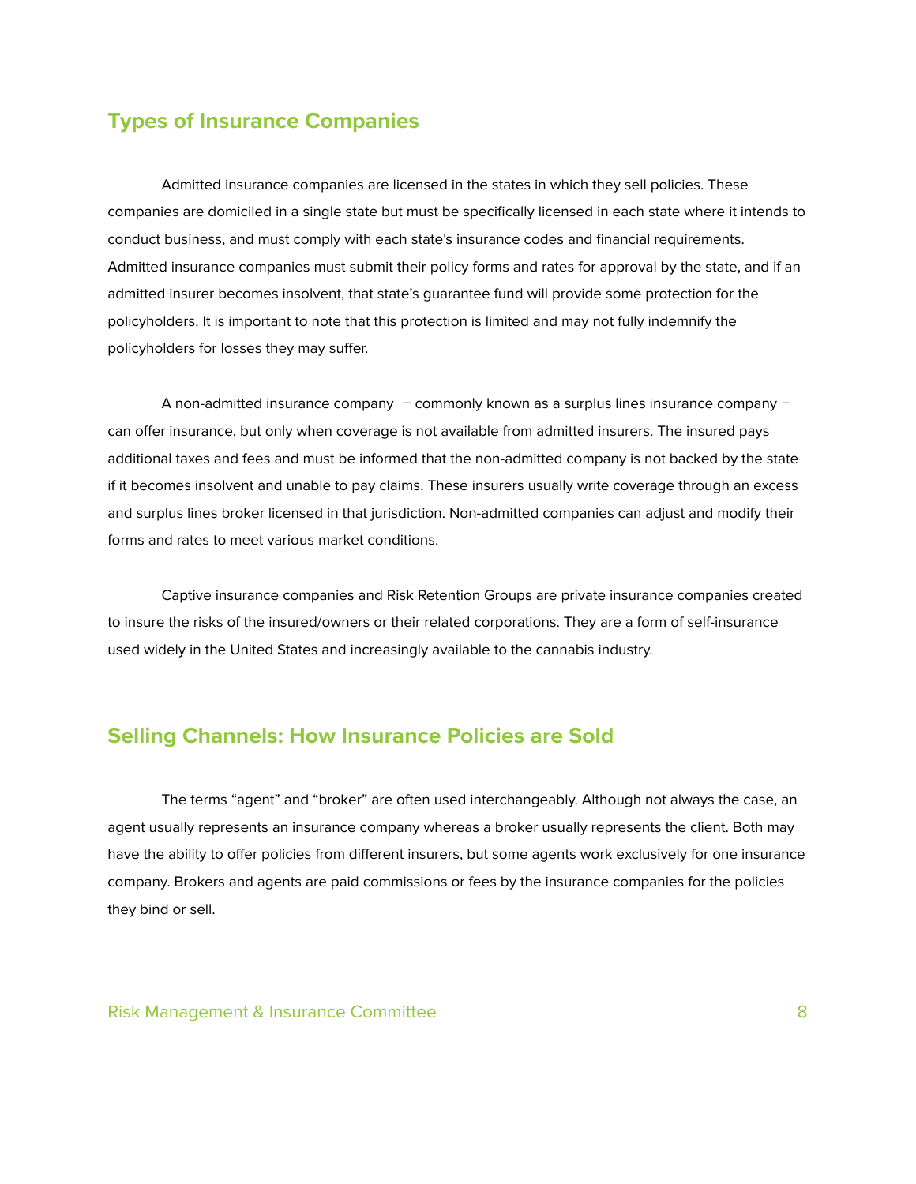## Types of Insurance Companies

Admitted insurance companies are licensed in the states in which they sell policies. These companies are domiciled in a single state but must be specifically licensed in each state where it intends to conduct business, and must comply with each state's insurance codes and financial requirements. Admitted insurance companies must submit their policy forms and rates for approval by the state, and if an admitted insurer becomes insolvent, that state's guarantee fund will provide some protection for the policyholders. It is important to note that this protection is limited and may not fully indemnify the policyholders for losses they may suffer.

A non-admitted insurance company – commonly known as a surplus lines insurance company – can offer insurance, but only when coverage is not available from admitted insurers. The insured pays additional taxes and fees and must be informed that the non-admitted company is not backed by the state if it becomes insolvent and unable to pay claims. These insurers usually write coverage through an excess and surplus lines broker licensed in that jurisdiction. Non-admitted companies can adjust and modify their forms and rates to meet various market conditions.

Captive insurance companies and Risk Retention Groups are private insurance companies created to insure the risks of the insured/owners or their related corporations. They are a form of self-insurance used widely in the United States and increasingly available to the cannabis industry.

## Selling Channels: How Insurance Policies are Sold

The terms "agent" and "broker" are often used interchangeably. Although not always the case, an agent usually represents an insurance company whereas a broker usually represents the client. Both may have the ability to offer policies from different insurers, but some agents work exclusively for one insurance company. Brokers and agents are paid commissions or fees by the insurance companies for the policies they bind or sell.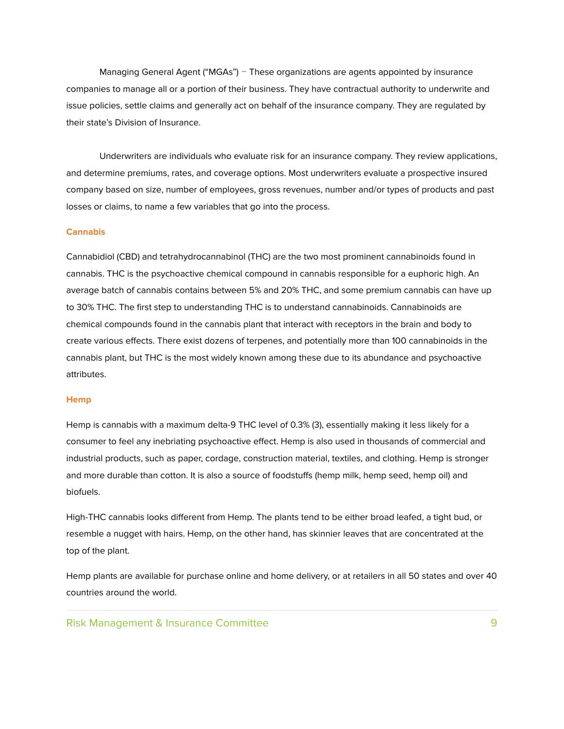Managing General Agent ("MGAs") – These organizations are agents appointed by insurance companies to manage all or a portion of their business. They have contractual authority to underwrite and issue policies, settle claims and generally act on behalf of the insurance company. They are regulated by their state's Division of Insurance.

Underwriters are individuals who evaluate risk for an insurance company. They review applications, and determine premiums, rates, and coverage options. Most underwriters evaluate a prospective insured company based on size, number of employees, gross revenues, number and/or types of products and past losses or claims, to name a few variables that go into the process.

### Cannabis

Cannabidiol (CBD) and tetrahydrocannabinol (THC) are the two most prominent cannabinoids found in cannabis. THC is the psychoactive chemical compound in cannabis responsible for a euphoric high. An average batch of cannabis contains between 5% and 20% THC, and some premium cannabis can have up to 30% THC. The first step to understanding THC is to understand cannabinoids. Cannabinoids are chemical compounds found in the cannabis plant that interact with receptors in the brain and body to create various effects. There exist dozens of terpenes, and potentially more than 100 cannabinoids in the cannabis plant, but THC is the most widely known among these due to its abundance and psychoactive attributes.

### Hemp

Hemp is cannabis with a maximum delta-9 THC level of 0.3% (3), essentially making it less likely for a consumer to feel any inebriating psychoactive effect. Hemp is also used in thousands of commercial and industrial products, such as paper, cordage, construction material, textiles, and clothing. Hemp is stronger and more durable than cotton. It is also a source of foodstuffs (hemp milk, hemp seed, hemp oil) and biofuels.

High-THC cannabis looks different from Hemp. The plants tend to be either broad leafed, a tight bud, or resemble a nugget with hairs. Hemp, on the other hand, has skinnier leaves that are concentrated at the top of the plant.

Hemp plants are available for purchase online and home delivery, or at retailers in all 50 states and over 40 countries around the world.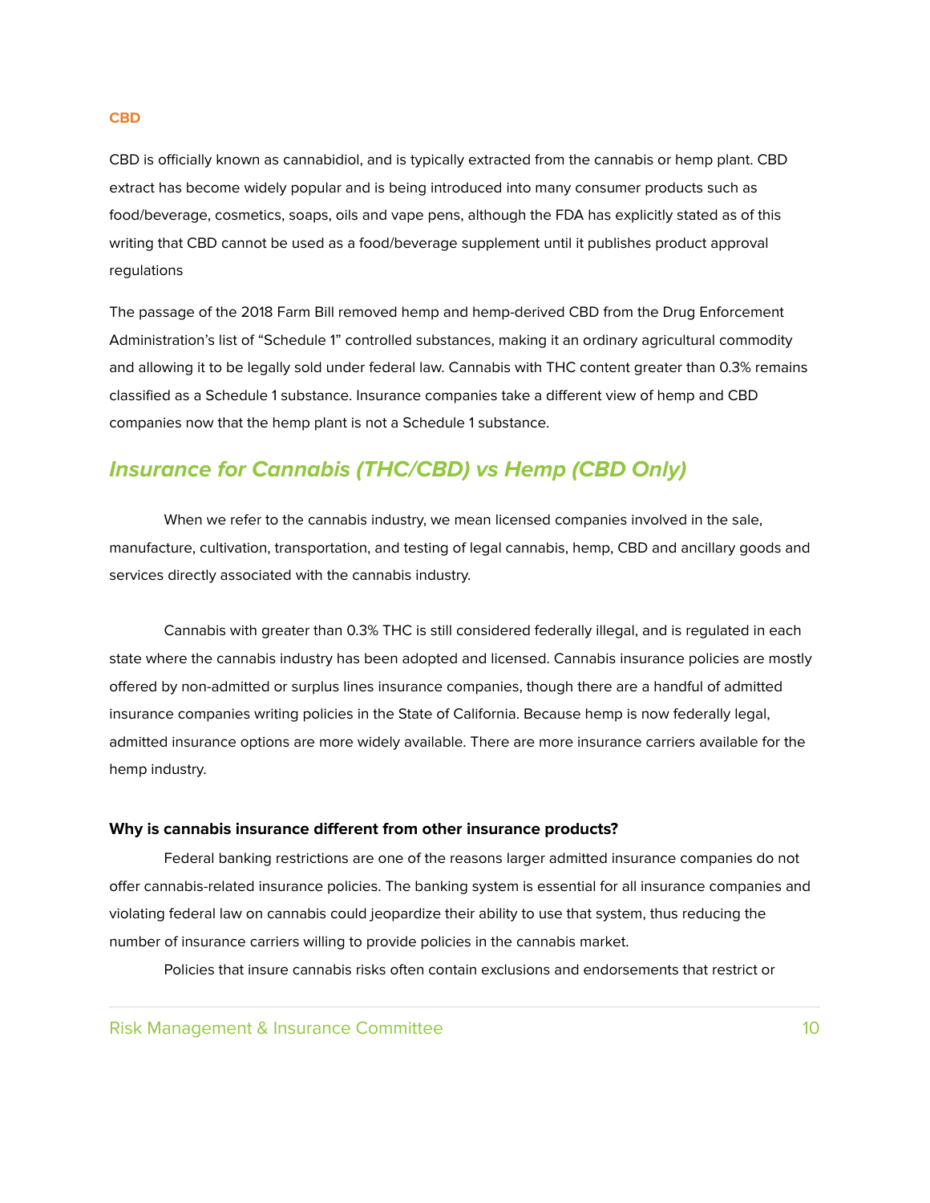### CBD

CBD is officially known as cannabidiol, and is typically extracted from the cannabis or hemp plant. CBD extract has become widely popular and is being introduced into many consumer products such as food/beverage, cosmetics, soaps, oils and vape pens, although the FDA has explicitly stated as of this writing that CBD cannot be used as a food/beverage supplement until it publishes product approval regulations

The passage of the 2018 Farm Bill removed hemp and hemp-derived CBD from the Drug Enforcement Administration's list of "Schedule 1" controlled substances, making it an ordinary agricultural commodity and allowing it to be legally sold under federal law. Cannabis with THC content greater than 0.3% remains classified as a Schedule 1 substance. Insurance companies take a different view of hemp and CBD companies now that the hemp plant is not a Schedule 1 substance.

## *Insurance for Cannabis (THC/CBD) vs Hemp (CBD Only)*

When we refer to the cannabis industry, we mean licensed companies involved in the sale, manufacture, cultivation, transportation, and testing of legal cannabis, hemp, CBD and ancillary goods and services directly associated with the cannabis industry.

Cannabis with greater than 0.3% THC is still considered federally illegal, and is regulated in each state where the cannabis industry has been adopted and licensed. Cannabis insurance policies are mostly offered by non-admitted or surplus lines insurance companies, though there are a handful of admitted insurance companies writing policies in the State of California. Because hemp is now federally legal, admitted insurance options are more widely available. There are more insurance carriers available for the hemp industry.

**Why is cannabis insurance different from other insurance products?**

Federal banking restrictions are one of the reasons larger admitted insurance companies do not offer cannabis-related insurance policies. The banking system is essential for all insurance companies and violating federal law on cannabis could jeopardize their ability to use that system, thus reducing the number of insurance carriers willing to provide policies in the cannabis market.

Policies that insure cannabis risks often contain exclusions and endorsements that restrict or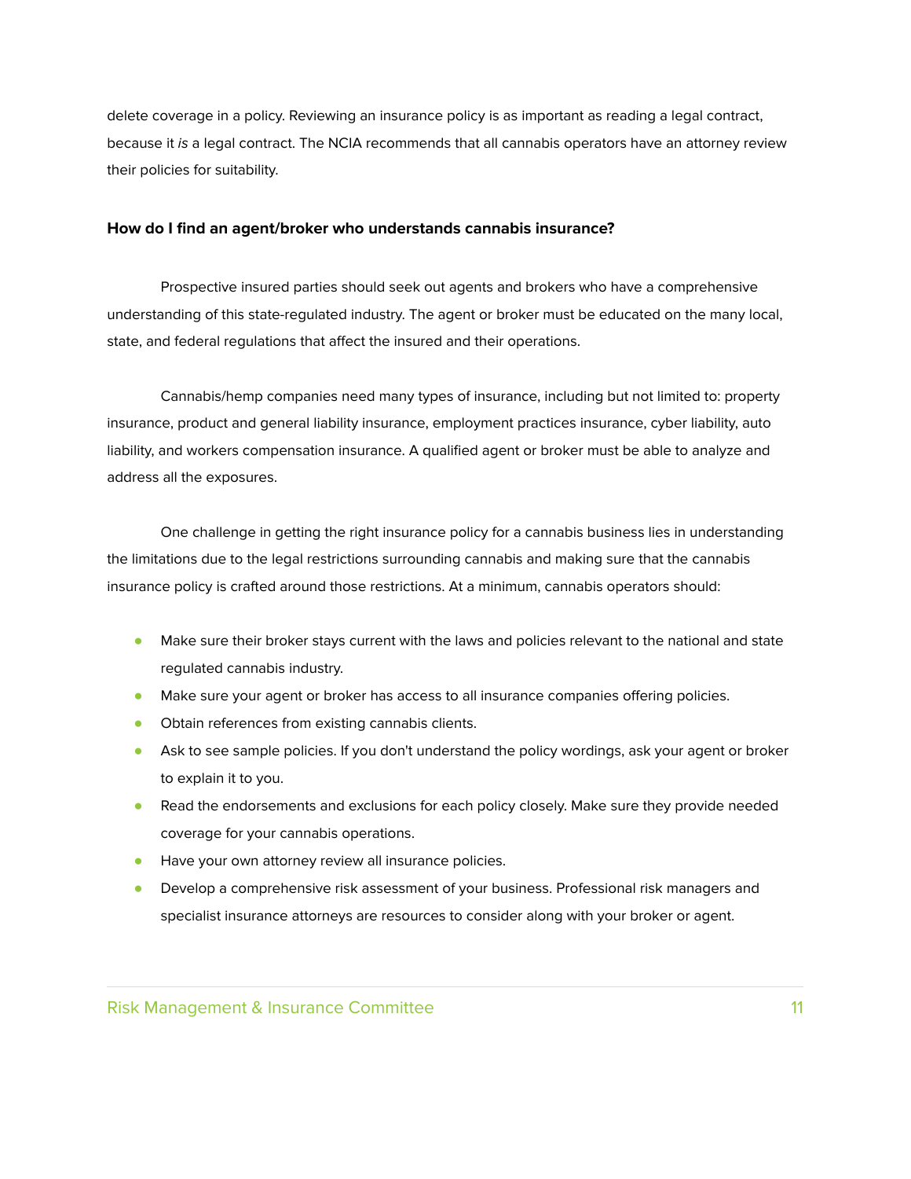delete coverage in a policy. Reviewing an insurance policy is as important as reading a legal contract, because it *is* a legal contract. The NCIA recommends that all cannabis operators have an attorney review their policies for suitability.

**How do I find an agent/broker who understands cannabis insurance?**

Prospective insured parties should seek out agents and brokers who have a comprehensive understanding of this state-regulated industry. The agent or broker must be educated on the many local, state, and federal regulations that affect the insured and their operations.

Cannabis/hemp companies need many types of insurance, including but not limited to: property insurance, product and general liability insurance, employment practices insurance, cyber liability, auto liability, and workers compensation insurance. A qualified agent or broker must be able to analyze and address all the exposures.

One challenge in getting the right insurance policy for a cannabis business lies in understanding the limitations due to the legal restrictions surrounding cannabis and making sure that the cannabis insurance policy is crafted around those restrictions. At a minimum, cannabis operators should:

- Make sure their broker stays current with the laws and policies relevant to the national and state regulated cannabis industry.
- Make sure your agent or broker has access to all insurance companies offering policies.
- Obtain references from existing cannabis clients.
- Ask to see sample policies. If you don't understand the policy wordings, ask your agent or broker to explain it to you.
- Read the endorsements and exclusions for each policy closely. Make sure they provide needed coverage for your cannabis operations.
- Have your own attorney review all insurance policies.
- Develop a comprehensive risk assessment of your business. Professional risk managers and specialist insurance attorneys are resources to consider along with your broker or agent.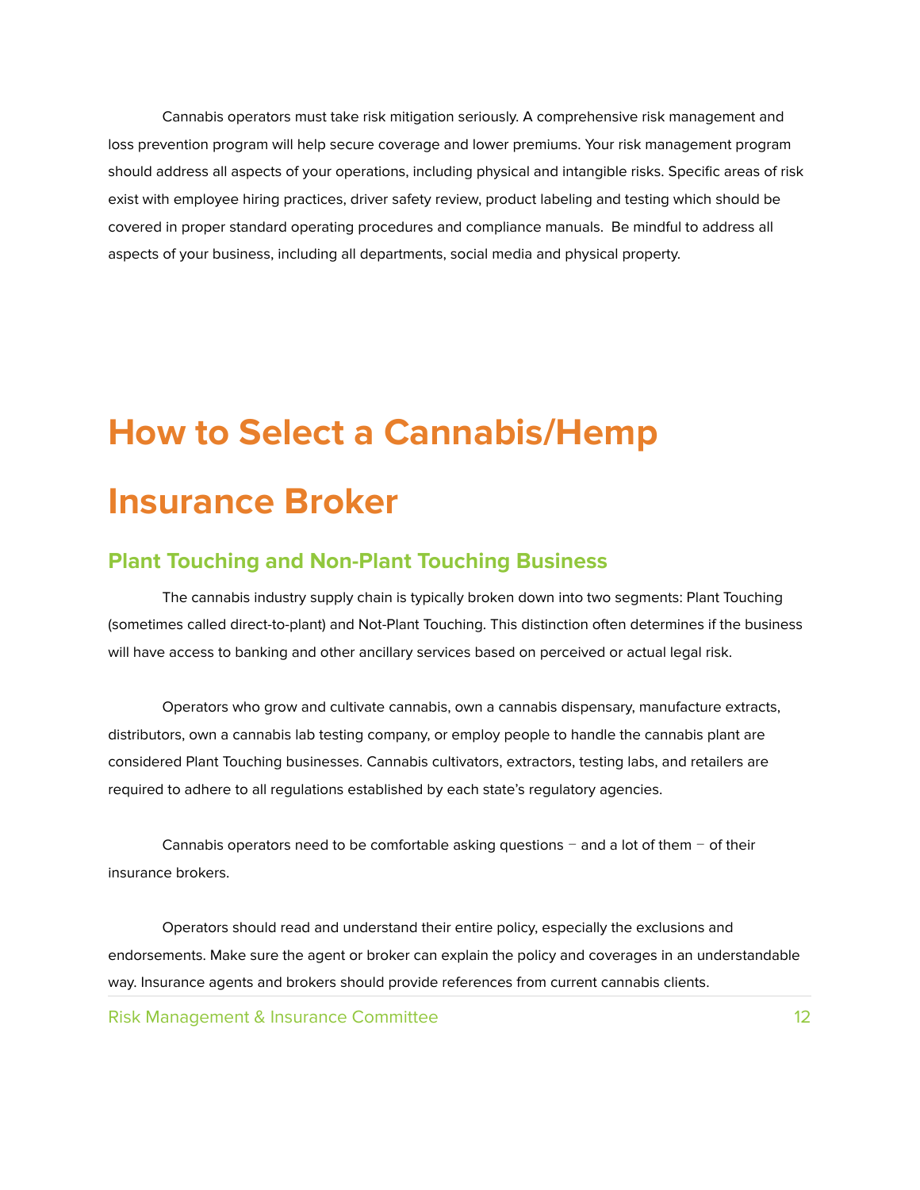Cannabis operators must take risk mitigation seriously. A comprehensive risk management and loss prevention program will help secure coverage and lower premiums. Your risk management program should address all aspects of your operations, including physical and intangible risks. Specific areas of risk exist with employee hiring practices, driver safety review, product labeling and testing which should be covered in proper standard operating procedures and compliance manuals.  Be mindful to address all aspects of your business, including all departments, social media and physical property.

# How to Select a Cannabis/Hemp Insurance Broker

## Plant Touching and Non-Plant Touching Business

The cannabis industry supply chain is typically broken down into two segments: Plant Touching (sometimes called direct-to-plant) and Not-Plant Touching. This distinction often determines if the business will have access to banking and other ancillary services based on perceived or actual legal risk.

Operators who grow and cultivate cannabis, own a cannabis dispensary, manufacture extracts, distributors, own a cannabis lab testing company, or employ people to handle the cannabis plant are considered Plant Touching businesses. Cannabis cultivators, extractors, testing labs, and retailers are required to adhere to all regulations established by each state's regulatory agencies.

Cannabis operators need to be comfortable asking questions – and a lot of them – of their insurance brokers.

Operators should read and understand their entire policy, especially the exclusions and endorsements. Make sure the agent or broker can explain the policy and coverages in an understandable way. Insurance agents and brokers should provide references from current cannabis clients.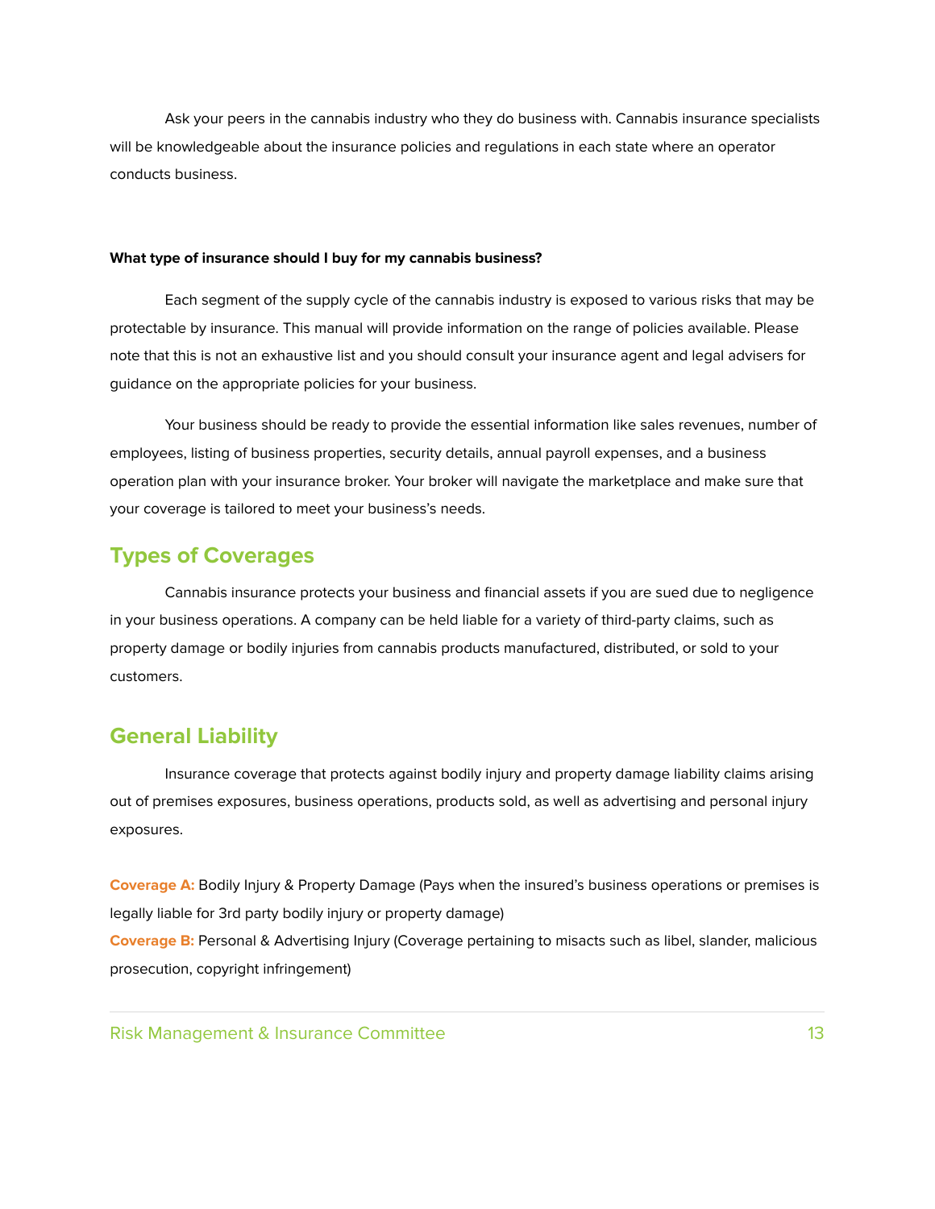Ask your peers in the cannabis industry who they do business with. Cannabis insurance specialists will be knowledgeable about the insurance policies and regulations in each state where an operator conducts business.

**What type of insurance should I buy for my cannabis business?**

Each segment of the supply cycle of the cannabis industry is exposed to various risks that may be protectable by insurance. This manual will provide information on the range of policies available. Please note that this is not an exhaustive list and you should consult your insurance agent and legal advisers for guidance on the appropriate policies for your business.

Your business should be ready to provide the essential information like sales revenues, number of employees, listing of business properties, security details, annual payroll expenses, and a business operation plan with your insurance broker. Your broker will navigate the marketplace and make sure that your coverage is tailored to meet your business's needs.

## Types of Coverages

Cannabis insurance protects your business and financial assets if you are sued due to negligence in your business operations. A company can be held liable for a variety of third-party claims, such as property damage or bodily injuries from cannabis products manufactured, distributed, or sold to your customers.

## General Liability

Insurance coverage that protects against bodily injury and property damage liability claims arising out of premises exposures, business operations, products sold, as well as advertising and personal injury exposures.

**Coverage A:** Bodily Injury & Property Damage (Pays when the insured's business operations or premises is legally liable for 3rd party bodily injury or property damage)
**Coverage B:** Personal & Advertising Injury (Coverage pertaining to misacts such as libel, slander, malicious prosecution, copyright infringement)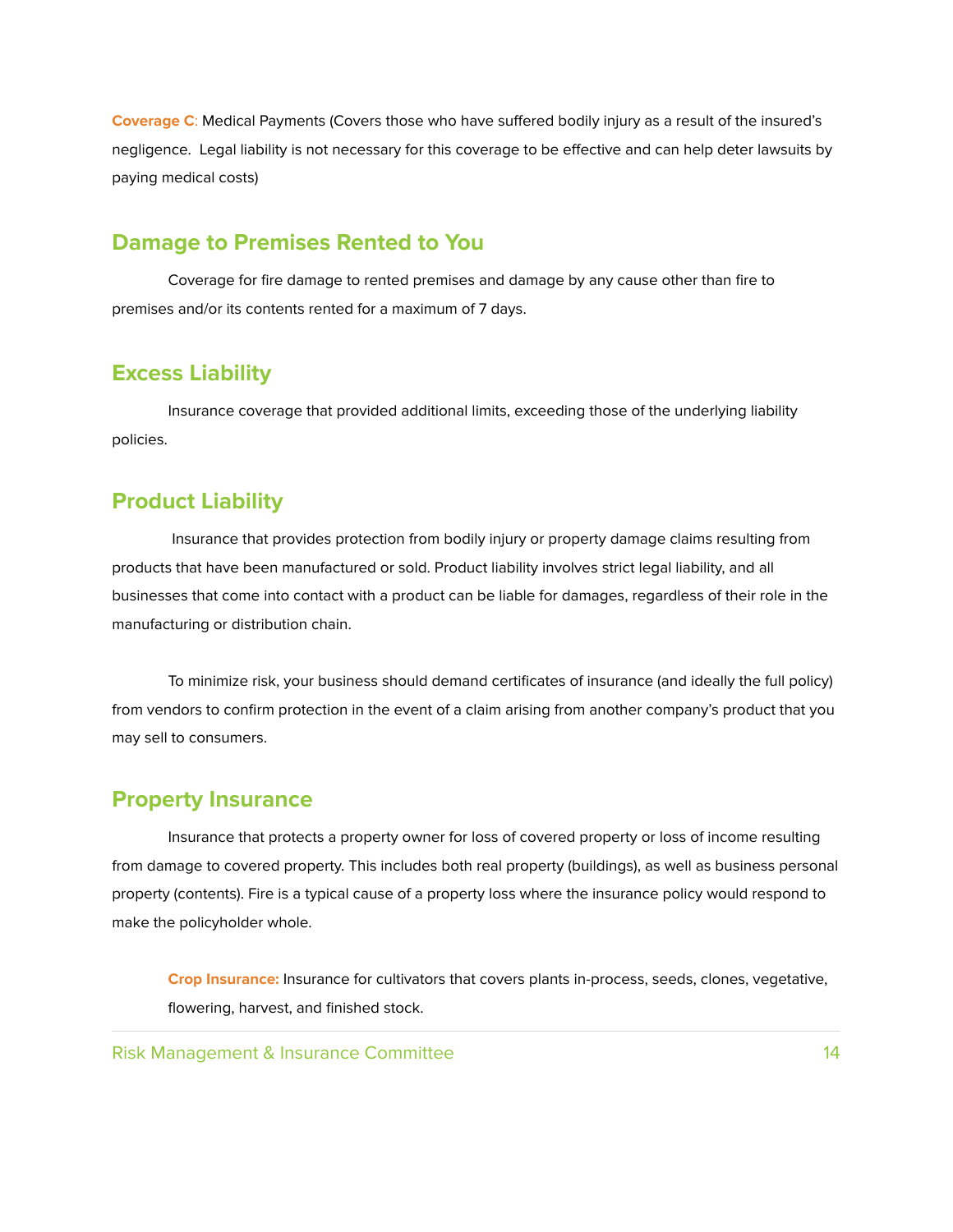**Coverage C**: Medical Payments (Covers those who have suffered bodily injury as a result of the insured's negligence. Legal liability is not necessary for this coverage to be effective and can help deter lawsuits by paying medical costs)

## Damage to Premises Rented to You

Coverage for fire damage to rented premises and damage by any cause other than fire to premises and/or its contents rented for a maximum of 7 days.

## Excess Liability

Insurance coverage that provided additional limits, exceeding those of the underlying liability policies.

## Product Liability

Insurance that provides protection from bodily injury or property damage claims resulting from products that have been manufactured or sold. Product liability involves strict legal liability, and all businesses that come into contact with a product can be liable for damages, regardless of their role in the manufacturing or distribution chain.

To minimize risk, your business should demand certificates of insurance (and ideally the full policy) from vendors to confirm protection in the event of a claim arising from another company's product that you may sell to consumers.

## Property Insurance

Insurance that protects a property owner for loss of covered property or loss of income resulting from damage to covered property. This includes both real property (buildings), as well as business personal property (contents). Fire is a typical cause of a property loss where the insurance policy would respond to make the policyholder whole.

**Crop Insurance:** Insurance for cultivators that covers plants in-process, seeds, clones, vegetative, flowering, harvest, and finished stock.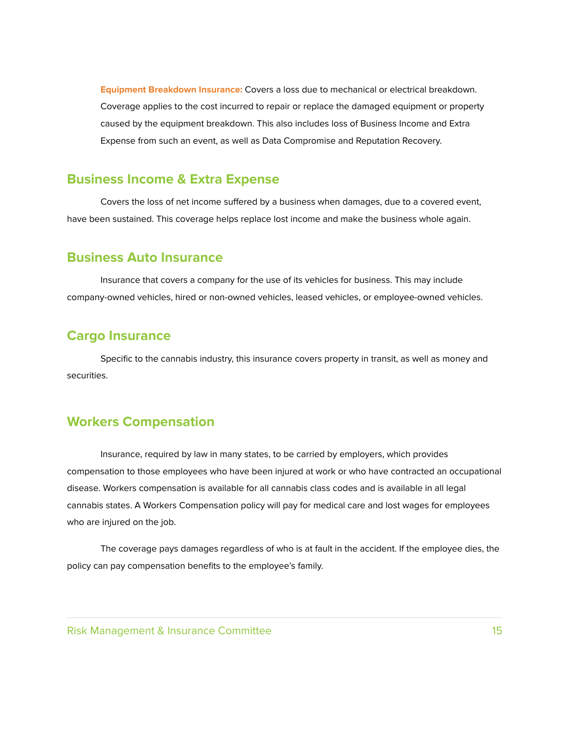**Equipment Breakdown Insurance:** Covers a loss due to mechanical or electrical breakdown. Coverage applies to the cost incurred to repair or replace the damaged equipment or property caused by the equipment breakdown. This also includes loss of Business Income and Extra Expense from such an event, as well as Data Compromise and Reputation Recovery.

## Business Income & Extra Expense

Covers the loss of net income suffered by a business when damages, due to a covered event, have been sustained. This coverage helps replace lost income and make the business whole again.

## Business Auto Insurance

Insurance that covers a company for the use of its vehicles for business. This may include company-owned vehicles, hired or non-owned vehicles, leased vehicles, or employee-owned vehicles.

## Cargo Insurance

Specific to the cannabis industry, this insurance covers property in transit, as well as money and securities.

## Workers Compensation

Insurance, required by law in many states, to be carried by employers, which provides compensation to those employees who have been injured at work or who have contracted an occupational disease. Workers compensation is available for all cannabis class codes and is available in all legal cannabis states. A Workers Compensation policy will pay for medical care and lost wages for employees who are injured on the job.

The coverage pays damages regardless of who is at fault in the accident. If the employee dies, the policy can pay compensation benefits to the employee's family.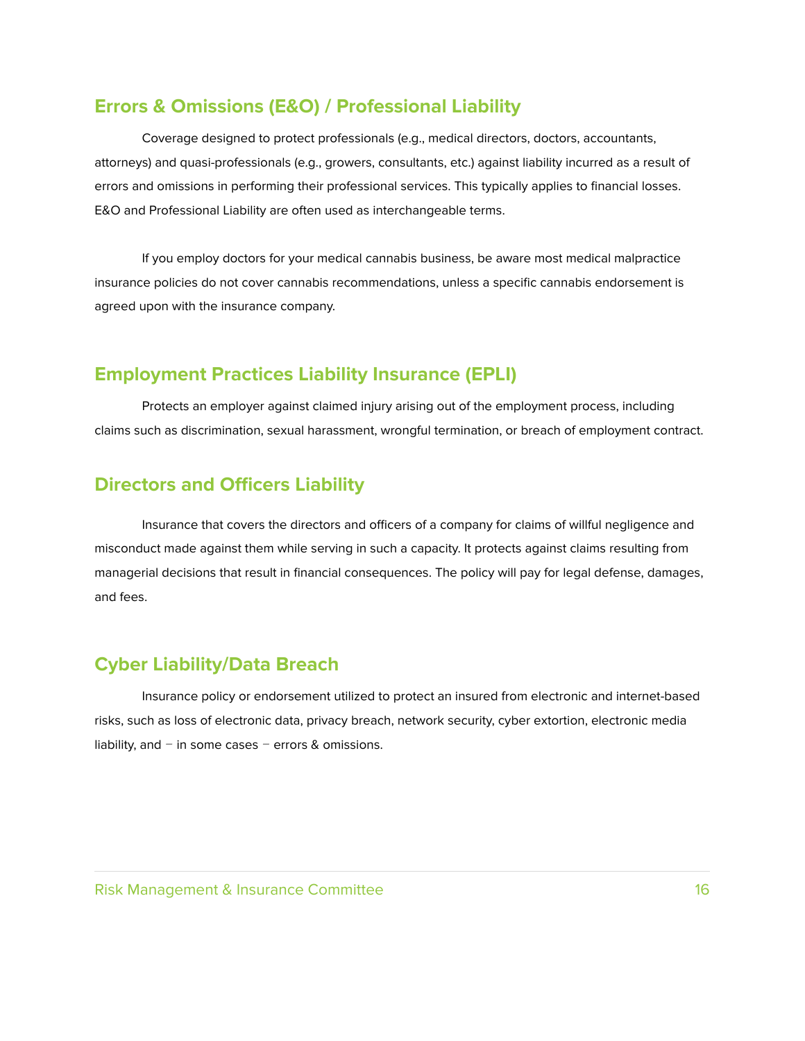## Errors & Omissions (E&O) / Professional Liability

Coverage designed to protect professionals (e.g., medical directors, doctors, accountants, attorneys) and quasi-professionals (e.g., growers, consultants, etc.) against liability incurred as a result of errors and omissions in performing their professional services. This typically applies to financial losses. E&O and Professional Liability are often used as interchangeable terms.

If you employ doctors for your medical cannabis business, be aware most medical malpractice insurance policies do not cover cannabis recommendations, unless a specific cannabis endorsement is agreed upon with the insurance company.

## Employment Practices Liability Insurance (EPLI)

Protects an employer against claimed injury arising out of the employment process, including claims such as discrimination, sexual harassment, wrongful termination, or breach of employment contract.

## Directors and Officers Liability

Insurance that covers the directors and officers of a company for claims of willful negligence and misconduct made against them while serving in such a capacity. It protects against claims resulting from managerial decisions that result in financial consequences. The policy will pay for legal defense, damages, and fees.

## Cyber Liability/Data Breach

Insurance policy or endorsement utilized to protect an insured from electronic and internet-based risks, such as loss of electronic data, privacy breach, network security, cyber extortion, electronic media liability, and – in some cases – errors & omissions.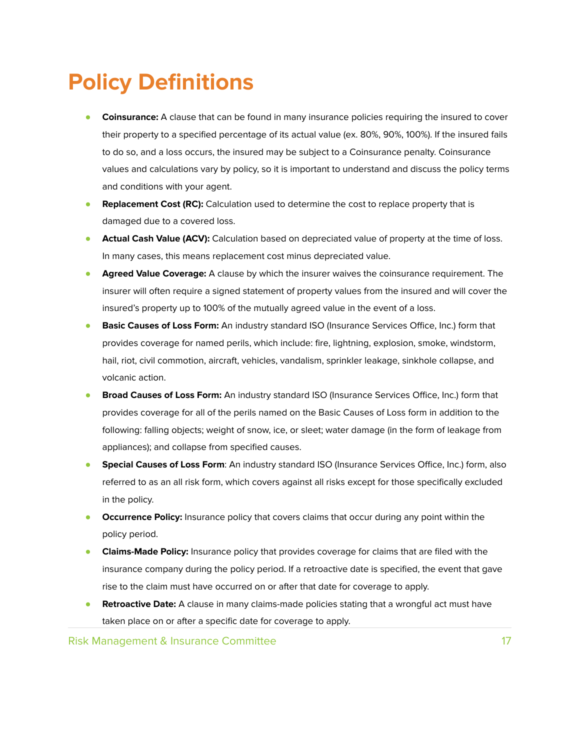# Policy Definitions

- **Coinsurance:** A clause that can be found in many insurance policies requiring the insured to cover their property to a specified percentage of its actual value (ex. 80%, 90%, 100%). If the insured fails to do so, and a loss occurs, the insured may be subject to a Coinsurance penalty. Coinsurance values and calculations vary by policy, so it is important to understand and discuss the policy terms and conditions with your agent.
- **Replacement Cost (RC):** Calculation used to determine the cost to replace property that is damaged due to a covered loss.
- **Actual Cash Value (ACV):** Calculation based on depreciated value of property at the time of loss. In many cases, this means replacement cost minus depreciated value.
- **Agreed Value Coverage:** A clause by which the insurer waives the coinsurance requirement. The insurer will often require a signed statement of property values from the insured and will cover the insured's property up to 100% of the mutually agreed value in the event of a loss.
- **Basic Causes of Loss Form:** An industry standard ISO (Insurance Services Office, Inc.) form that provides coverage for named perils, which include: fire, lightning, explosion, smoke, windstorm, hail, riot, civil commotion, aircraft, vehicles, vandalism, sprinkler leakage, sinkhole collapse, and volcanic action.
- **Broad Causes of Loss Form:** An industry standard ISO (Insurance Services Office, Inc.) form that provides coverage for all of the perils named on the Basic Causes of Loss form in addition to the following: falling objects; weight of snow, ice, or sleet; water damage (in the form of leakage from appliances); and collapse from specified causes.
- **Special Causes of Loss Form**: An industry standard ISO (Insurance Services Office, Inc.) form, also referred to as an all risk form, which covers against all risks except for those specifically excluded in the policy.
- **Occurrence Policy:** Insurance policy that covers claims that occur during any point within the policy period.
- **Claims-Made Policy:** Insurance policy that provides coverage for claims that are filed with the insurance company during the policy period. If a retroactive date is specified, the event that gave rise to the claim must have occurred on or after that date for coverage to apply.
- **Retroactive Date:** A clause in many claims-made policies stating that a wrongful act must have taken place on or after a specific date for coverage to apply.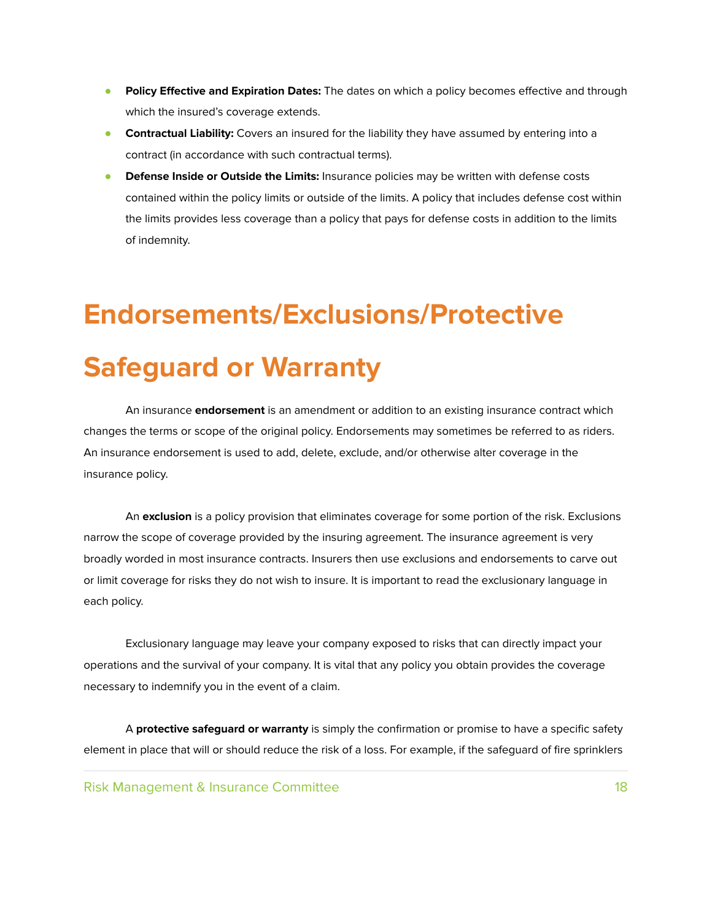- **Policy Effective and Expiration Dates:** The dates on which a policy becomes effective and through which the insured's coverage extends.
- **Contractual Liability:** Covers an insured for the liability they have assumed by entering into a contract (in accordance with such contractual terms).
- **Defense Inside or Outside the Limits:** Insurance policies may be written with defense costs contained within the policy limits or outside of the limits. A policy that includes defense cost within the limits provides less coverage than a policy that pays for defense costs in addition to the limits of indemnity.

# Endorsements/Exclusions/Protective Safeguard or Warranty

An insurance **endorsement** is an amendment or addition to an existing insurance contract which changes the terms or scope of the original policy. Endorsements may sometimes be referred to as riders. An insurance endorsement is used to add, delete, exclude, and/or otherwise alter coverage in the insurance policy.

An **exclusion** is a policy provision that eliminates coverage for some portion of the risk. Exclusions narrow the scope of coverage provided by the insuring agreement. The insurance agreement is very broadly worded in most insurance contracts. Insurers then use exclusions and endorsements to carve out or limit coverage for risks they do not wish to insure. It is important to read the exclusionary language in each policy.

Exclusionary language may leave your company exposed to risks that can directly impact your operations and the survival of your company. It is vital that any policy you obtain provides the coverage necessary to indemnify you in the event of a claim.

A **protective safeguard or warranty** is simply the confirmation or promise to have a specific safety element in place that will or should reduce the risk of a loss. For example, if the safeguard of fire sprinklers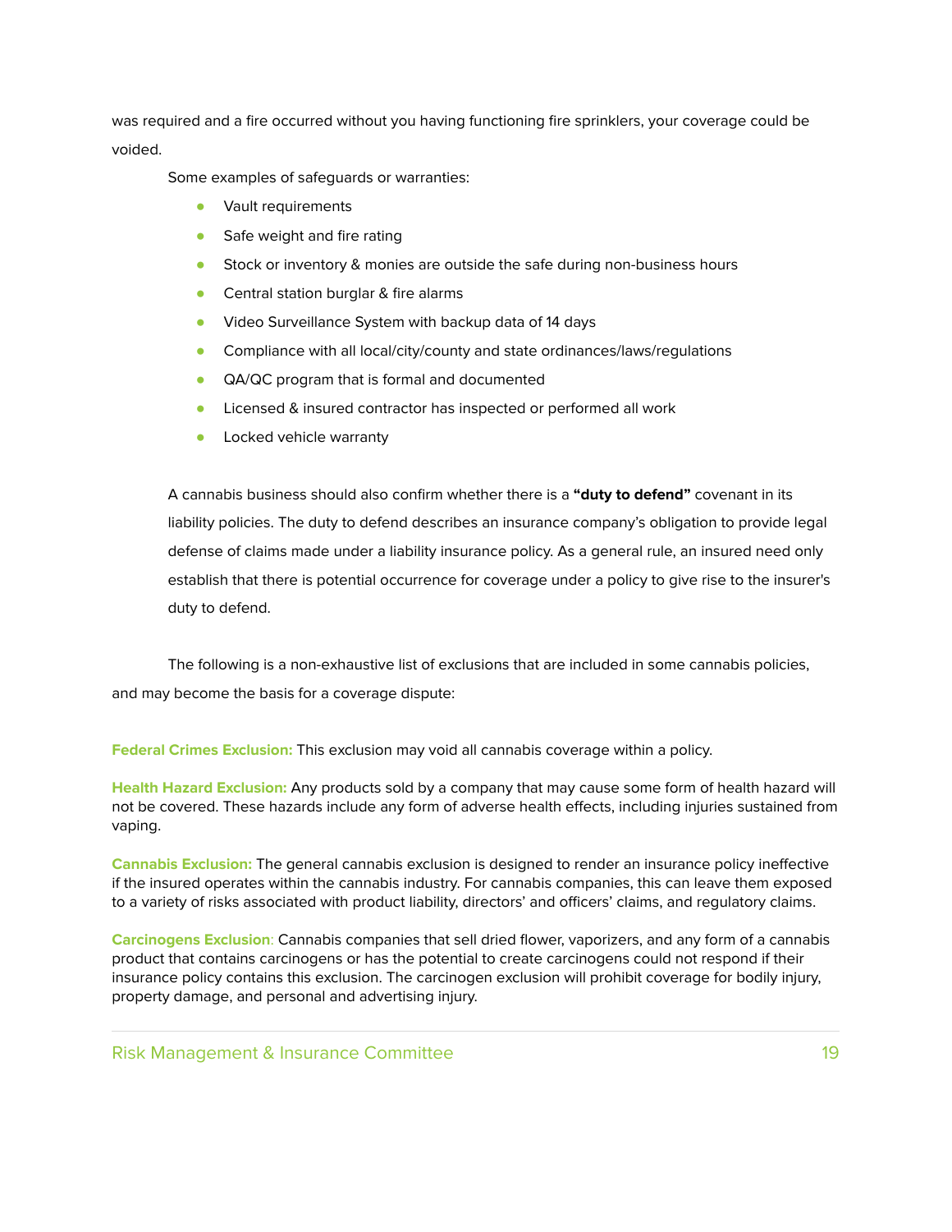was required and a fire occurred without you having functioning fire sprinklers, your coverage could be voided.

Some examples of safeguards or warranties:

- Vault requirements
- Safe weight and fire rating
- Stock or inventory & monies are outside the safe during non-business hours
- Central station burglar & fire alarms
- Video Surveillance System with backup data of 14 days
- Compliance with all local/city/county and state ordinances/laws/regulations
- QA/QC program that is formal and documented
- Licensed & insured contractor has inspected or performed all work
- Locked vehicle warranty

A cannabis business should also confirm whether there is a **"duty to defend"** covenant in its liability policies. The duty to defend describes an insurance company's obligation to provide legal defense of claims made under a liability insurance policy. As a general rule, an insured need only establish that there is potential occurrence for coverage under a policy to give rise to the insurer's duty to defend.

The following is a non-exhaustive list of exclusions that are included in some cannabis policies, and may become the basis for a coverage dispute:

**Federal Crimes Exclusion:** This exclusion may void all cannabis coverage within a policy.

**Health Hazard Exclusion:** Any products sold by a company that may cause some form of health hazard will not be covered. These hazards include any form of adverse health effects, including injuries sustained from vaping.

**Cannabis Exclusion:** The general cannabis exclusion is designed to render an insurance policy ineffective if the insured operates within the cannabis industry. For cannabis companies, this can leave them exposed to a variety of risks associated with product liability, directors' and officers' claims, and regulatory claims.

**Carcinogens Exclusion**: Cannabis companies that sell dried flower, vaporizers, and any form of a cannabis product that contains carcinogens or has the potential to create carcinogens could not respond if their insurance policy contains this exclusion. The carcinogen exclusion will prohibit coverage for bodily injury, property damage, and personal and advertising injury.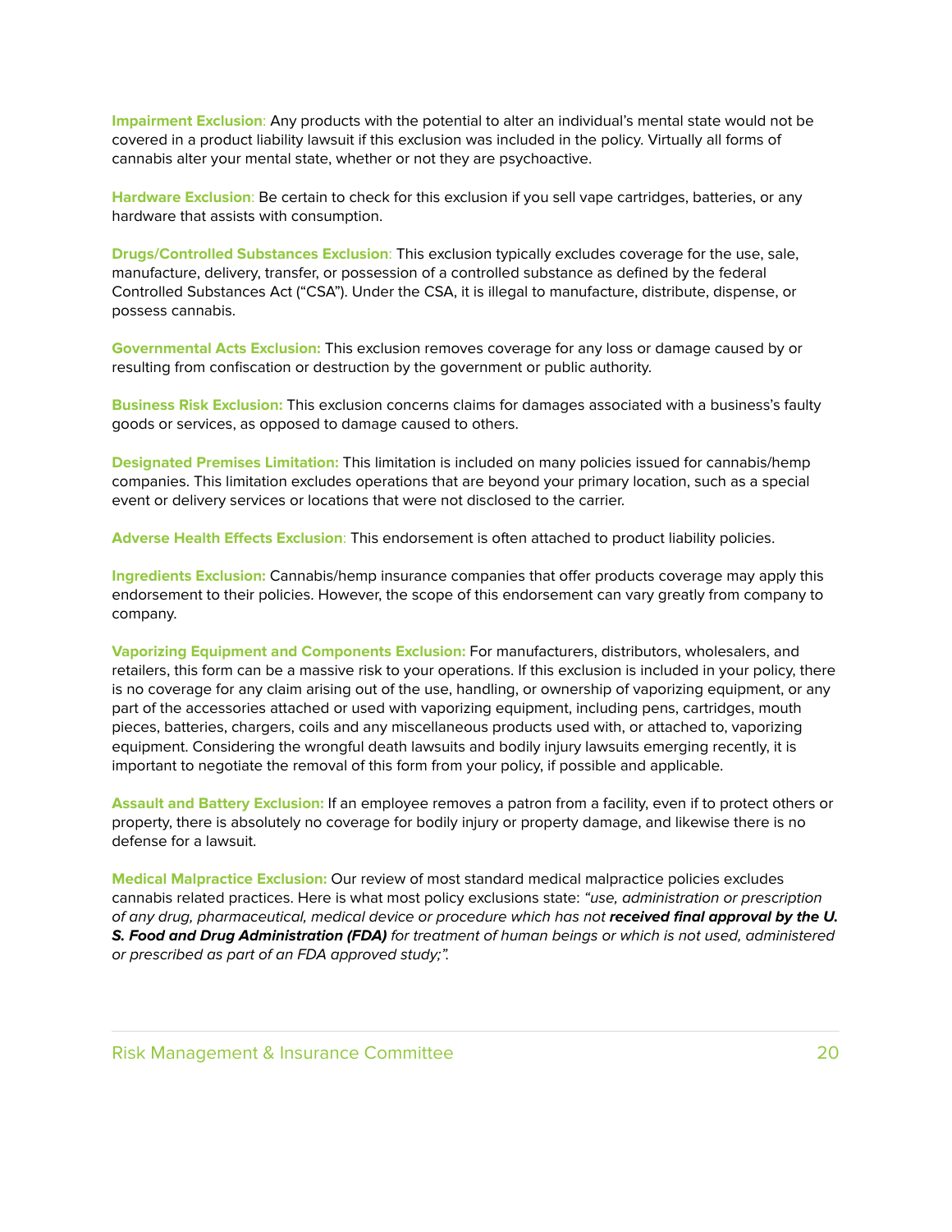**Impairment Exclusion**: Any products with the potential to alter an individual's mental state would not be covered in a product liability lawsuit if this exclusion was included in the policy. Virtually all forms of cannabis alter your mental state, whether or not they are psychoactive.

**Hardware Exclusion**: Be certain to check for this exclusion if you sell vape cartridges, batteries, or any hardware that assists with consumption.

**Drugs/Controlled Substances Exclusion**: This exclusion typically excludes coverage for the use, sale, manufacture, delivery, transfer, or possession of a controlled substance as defined by the federal Controlled Substances Act ("CSA"). Under the CSA, it is illegal to manufacture, distribute, dispense, or possess cannabis.

**Governmental Acts Exclusion:** This exclusion removes coverage for any loss or damage caused by or resulting from confiscation or destruction by the government or public authority.

**Business Risk Exclusion:** This exclusion concerns claims for damages associated with a business's faulty goods or services, as opposed to damage caused to others.

**Designated Premises Limitation:** This limitation is included on many policies issued for cannabis/hemp companies. This limitation excludes operations that are beyond your primary location, such as a special event or delivery services or locations that were not disclosed to the carrier.

**Adverse Health Effects Exclusion**: This endorsement is often attached to product liability policies.

**Ingredients Exclusion:** Cannabis/hemp insurance companies that offer products coverage may apply this endorsement to their policies. However, the scope of this endorsement can vary greatly from company to company.

**Vaporizing Equipment and Components Exclusion:** For manufacturers, distributors, wholesalers, and retailers, this form can be a massive risk to your operations. If this exclusion is included in your policy, there is no coverage for any claim arising out of the use, handling, or ownership of vaporizing equipment, or any part of the accessories attached or used with vaporizing equipment, including pens, cartridges, mouth pieces, batteries, chargers, coils and any miscellaneous products used with, or attached to, vaporizing equipment. Considering the wrongful death lawsuits and bodily injury lawsuits emerging recently, it is important to negotiate the removal of this form from your policy, if possible and applicable.

**Assault and Battery Exclusion:** If an employee removes a patron from a facility, even if to protect others or property, there is absolutely no coverage for bodily injury or property damage, and likewise there is no defense for a lawsuit.

**Medical Malpractice Exclusion:** Our review of most standard medical malpractice policies excludes cannabis related practices. Here is what most policy exclusions state: *"use, administration or prescription of any drug, pharmaceutical, medical device or procedure which has not* ***received final approval by the U. S. Food and Drug Administration (FDA)*** *for treatment of human beings or which is not used, administered or prescribed as part of an FDA approved study;".*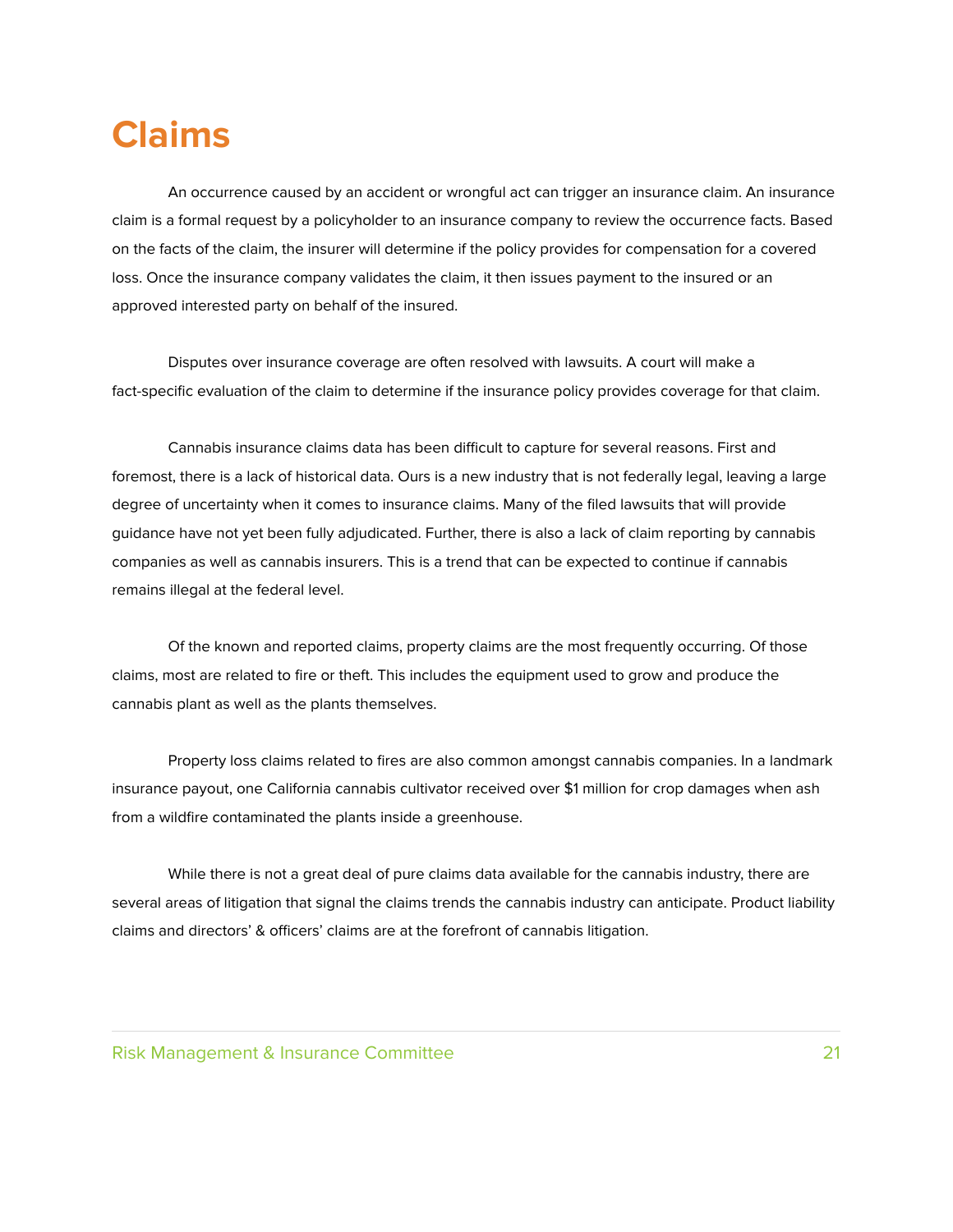# Claims

An occurrence caused by an accident or wrongful act can trigger an insurance claim. An insurance claim is a formal request by a policyholder to an insurance company to review the occurrence facts. Based on the facts of the claim, the insurer will determine if the policy provides for compensation for a covered loss. Once the insurance company validates the claim, it then issues payment to the insured or an approved interested party on behalf of the insured.

Disputes over insurance coverage are often resolved with lawsuits. A court will make a fact-specific evaluation of the claim to determine if the insurance policy provides coverage for that claim.

Cannabis insurance claims data has been difficult to capture for several reasons. First and foremost, there is a lack of historical data. Ours is a new industry that is not federally legal, leaving a large degree of uncertainty when it comes to insurance claims. Many of the filed lawsuits that will provide guidance have not yet been fully adjudicated. Further, there is also a lack of claim reporting by cannabis companies as well as cannabis insurers. This is a trend that can be expected to continue if cannabis remains illegal at the federal level.

Of the known and reported claims, property claims are the most frequently occurring. Of those claims, most are related to fire or theft. This includes the equipment used to grow and produce the cannabis plant as well as the plants themselves.

Property loss claims related to fires are also common amongst cannabis companies. In a landmark insurance payout, one California cannabis cultivator received over $1 million for crop damages when ash from a wildfire contaminated the plants inside a greenhouse.

While there is not a great deal of pure claims data available for the cannabis industry, there are several areas of litigation that signal the claims trends the cannabis industry can anticipate. Product liability claims and directors' & officers' claims are at the forefront of cannabis litigation.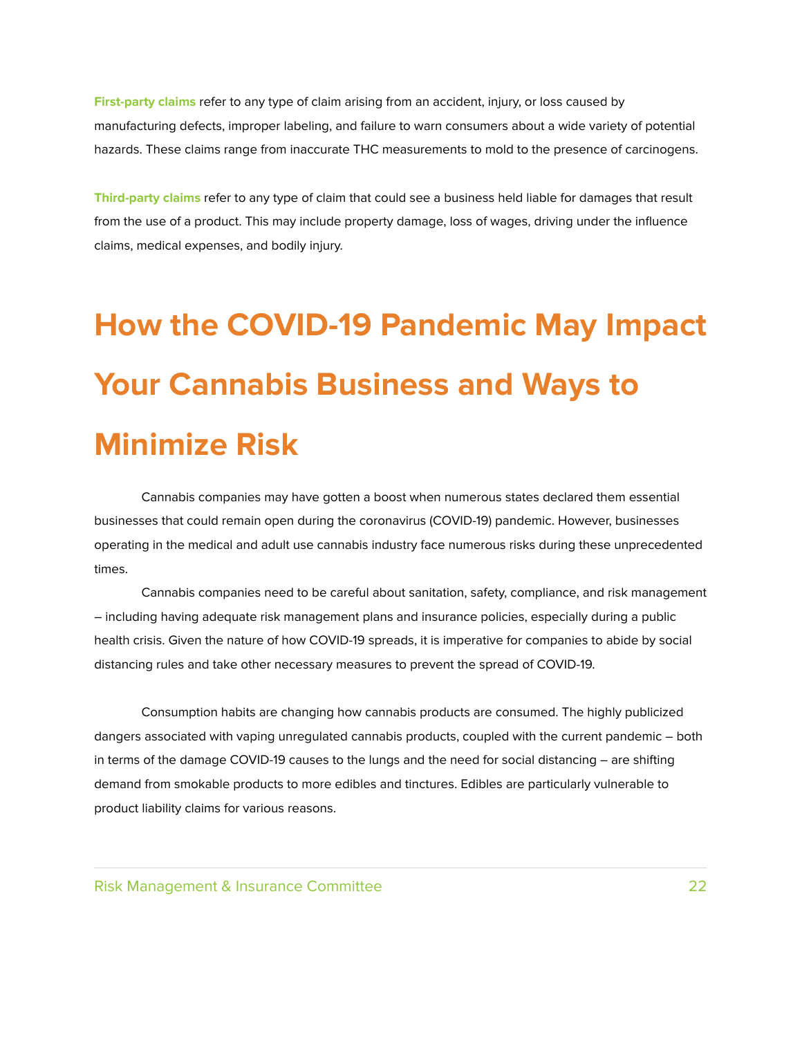**First-party claims** refer to any type of claim arising from an accident, injury, or loss caused by manufacturing defects, improper labeling, and failure to warn consumers about a wide variety of potential hazards. These claims range from inaccurate THC measurements to mold to the presence of carcinogens.

**Third-party claims** refer to any type of claim that could see a business held liable for damages that result from the use of a product. This may include property damage, loss of wages, driving under the influence claims, medical expenses, and bodily injury.

# How the COVID-19 Pandemic May Impact Your Cannabis Business and Ways to Minimize Risk

Cannabis companies may have gotten a boost when numerous states declared them essential businesses that could remain open during the coronavirus (COVID-19) pandemic. However, businesses operating in the medical and adult use cannabis industry face numerous risks during these unprecedented times.

Cannabis companies need to be careful about sanitation, safety, compliance, and risk management – including having adequate risk management plans and insurance policies, especially during a public health crisis. Given the nature of how COVID-19 spreads, it is imperative for companies to abide by social distancing rules and take other necessary measures to prevent the spread of COVID-19.

Consumption habits are changing how cannabis products are consumed. The highly publicized dangers associated with vaping unregulated cannabis products, coupled with the current pandemic – both in terms of the damage COVID-19 causes to the lungs and the need for social distancing – are shifting demand from smokable products to more edibles and tinctures. Edibles are particularly vulnerable to product liability claims for various reasons.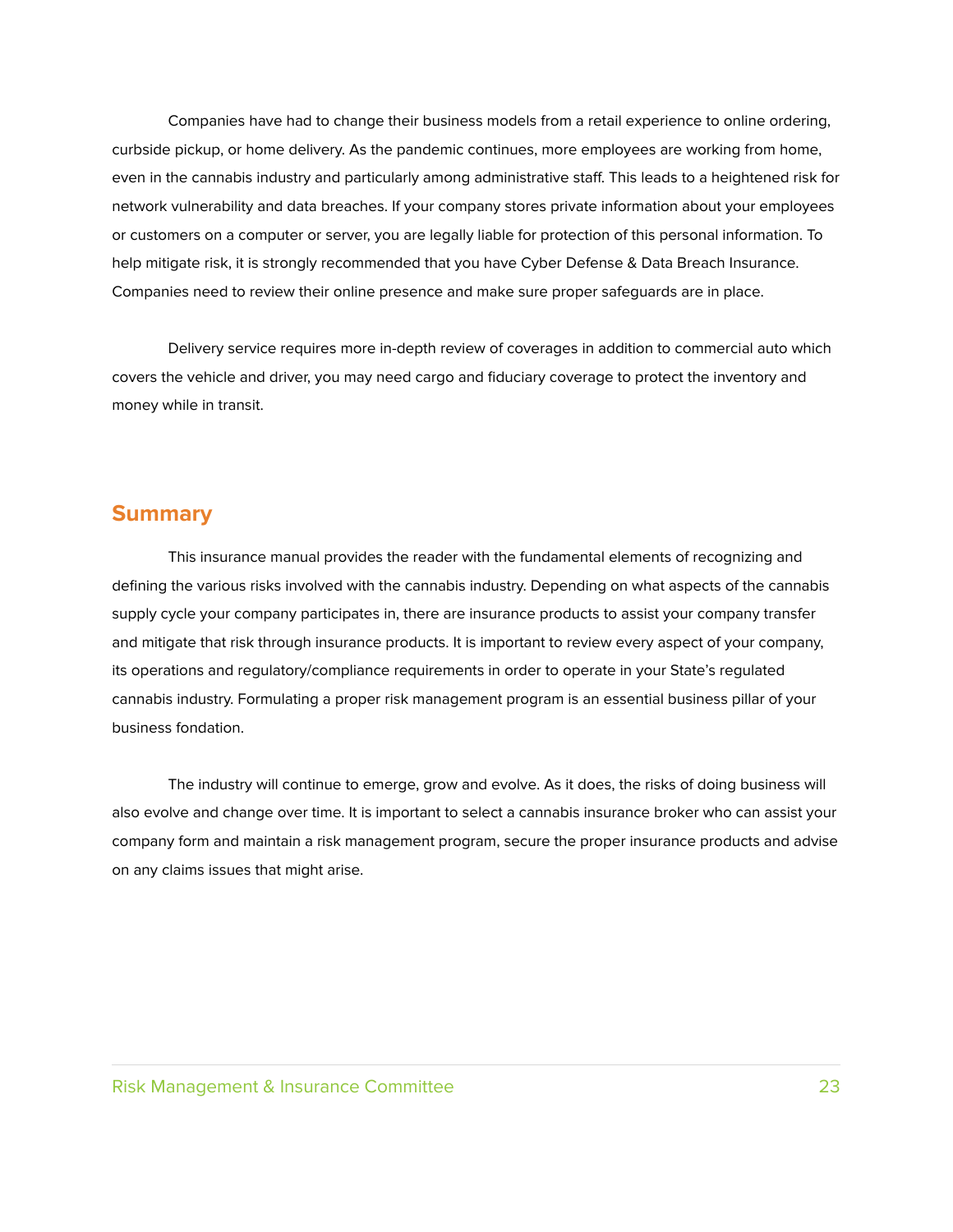Companies have had to change their business models from a retail experience to online ordering, curbside pickup, or home delivery. As the pandemic continues, more employees are working from home, even in the cannabis industry and particularly among administrative staff. This leads to a heightened risk for network vulnerability and data breaches. If your company stores private information about your employees or customers on a computer or server, you are legally liable for protection of this personal information. To help mitigate risk, it is strongly recommended that you have Cyber Defense & Data Breach Insurance. Companies need to review their online presence and make sure proper safeguards are in place.

Delivery service requires more in-depth review of coverages in addition to commercial auto which covers the vehicle and driver, you may need cargo and fiduciary coverage to protect the inventory and money while in transit.

## Summary

This insurance manual provides the reader with the fundamental elements of recognizing and defining the various risks involved with the cannabis industry. Depending on what aspects of the cannabis supply cycle your company participates in, there are insurance products to assist your company transfer and mitigate that risk through insurance products. It is important to review every aspect of your company, its operations and regulatory/compliance requirements in order to operate in your State's regulated cannabis industry. Formulating a proper risk management program is an essential business pillar of your business fondation.

The industry will continue to emerge, grow and evolve. As it does, the risks of doing business will also evolve and change over time. It is important to select a cannabis insurance broker who can assist your company form and maintain a risk management program, secure the proper insurance products and advise on any claims issues that might arise.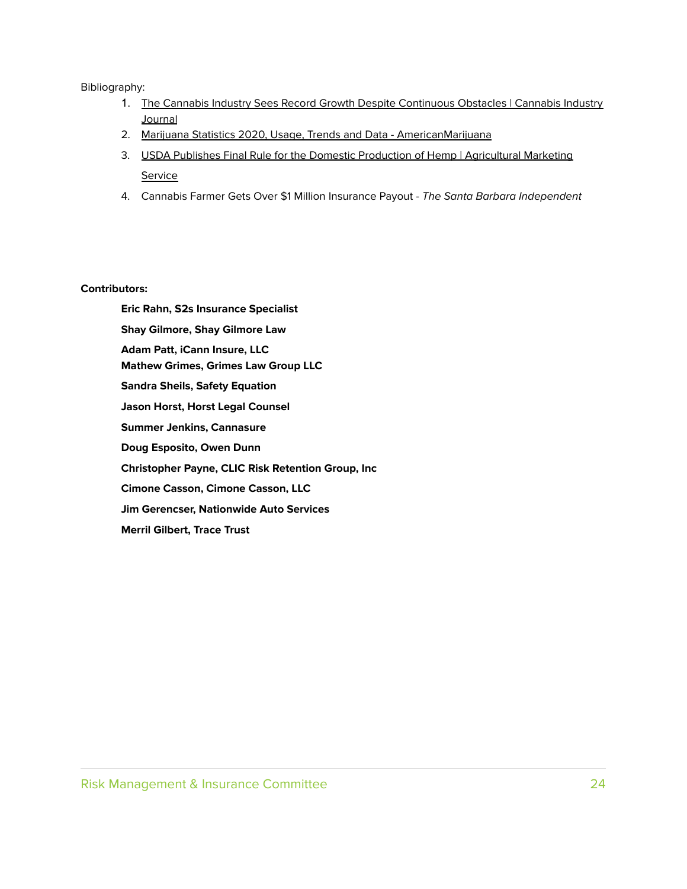Bibliography:

1. The Cannabis Industry Sees Record Growth Despite Continuous Obstacles | Cannabis Industry Journal
2. Marijuana Statistics 2020, Usage, Trends and Data - AmericanMarijuana
3. USDA Publishes Final Rule for the Domestic Production of Hemp | Agricultural Marketing Service
4. Cannabis Farmer Gets Over $1 Million Insurance Payout - *The Santa Barbara Independent*

**Contributors:**

**Eric Rahn, S2s Insurance Specialist**

**Shay Gilmore, Shay Gilmore Law**

**Adam Patt, iCann Insure, LLC**

**Mathew Grimes, Grimes Law Group LLC**

**Sandra Sheils, Safety Equation**

**Jason Horst, Horst Legal Counsel**

**Summer Jenkins, Cannasure**

**Doug Esposito, Owen Dunn**

**Christopher Payne, CLIC Risk Retention Group, Inc**

**Cimone Casson, Cimone Casson, LLC**

**Jim Gerencser, Nationwide Auto Services**

**Merril Gilbert, Trace Trust**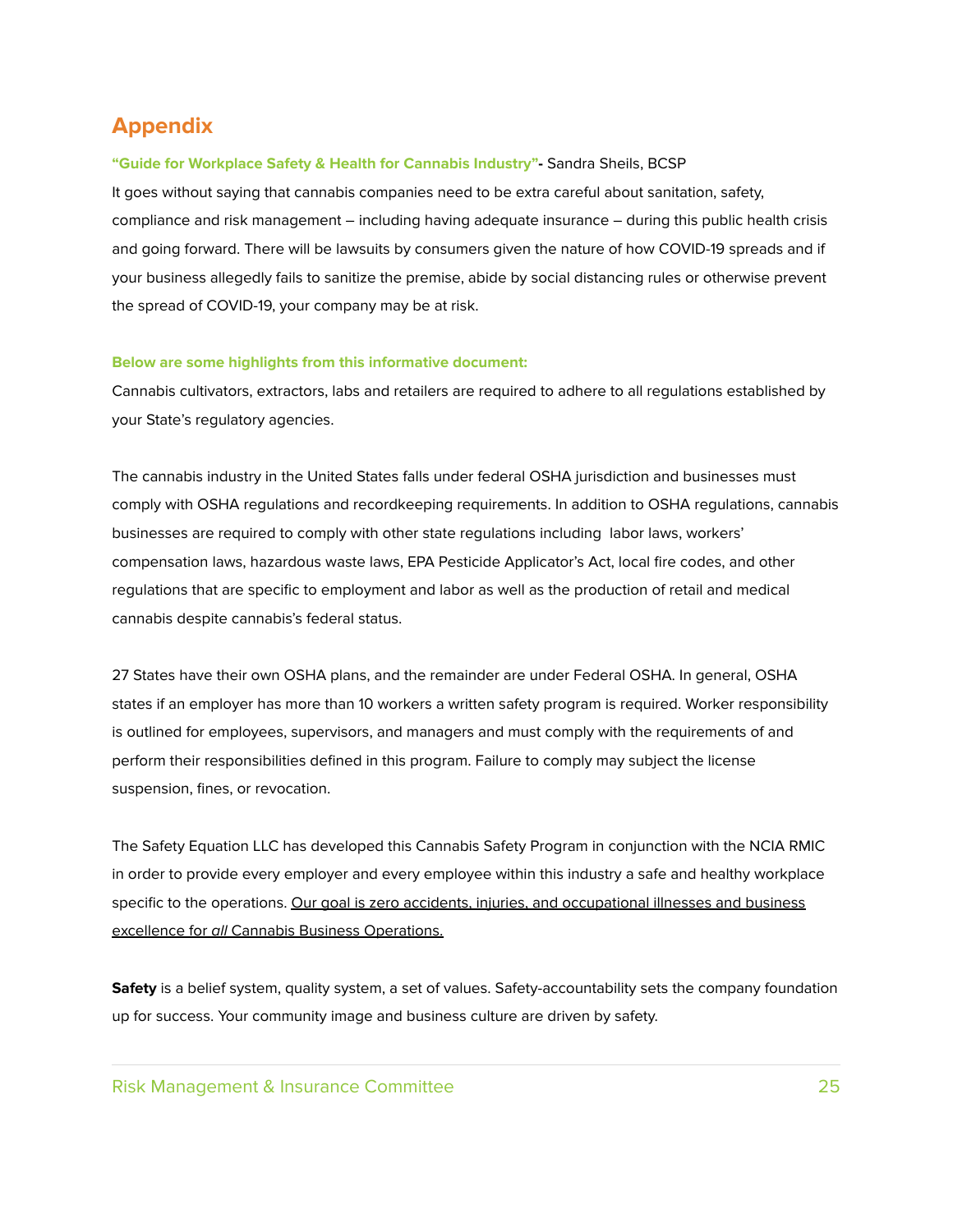# Appendix

**"Guide for Workplace Safety & Health for Cannabis Industry"-** Sandra Sheils, BCSP

It goes without saying that cannabis companies need to be extra careful about sanitation, safety, compliance and risk management – including having adequate insurance – during this public health crisis and going forward. There will be lawsuits by consumers given the nature of how COVID-19 spreads and if your business allegedly fails to sanitize the premise, abide by social distancing rules or otherwise prevent the spread of COVID-19, your company may be at risk.

**Below are some highlights from this informative document:**

Cannabis cultivators, extractors, labs and retailers are required to adhere to all regulations established by your State's regulatory agencies.

The cannabis industry in the United States falls under federal OSHA jurisdiction and businesses must comply with OSHA regulations and recordkeeping requirements. In addition to OSHA regulations, cannabis businesses are required to comply with other state regulations including labor laws, workers' compensation laws, hazardous waste laws, EPA Pesticide Applicator's Act, local fire codes, and other regulations that are specific to employment and labor as well as the production of retail and medical cannabis despite cannabis's federal status.

27 States have their own OSHA plans, and the remainder are under Federal OSHA. In general, OSHA states if an employer has more than 10 workers a written safety program is required. Worker responsibility is outlined for employees, supervisors, and managers and must comply with the requirements of and perform their responsibilities defined in this program. Failure to comply may subject the license suspension, fines, or revocation.

The Safety Equation LLC has developed this Cannabis Safety Program in conjunction with the NCIA RMIC in order to provide every employer and every employee within this industry a safe and healthy workplace specific to the operations. Our goal is zero accidents, injuries, and occupational illnesses and business excellence for *all* Cannabis Business Operations.

**Safety** is a belief system, quality system, a set of values. Safety-accountability sets the company foundation up for success. Your community image and business culture are driven by safety.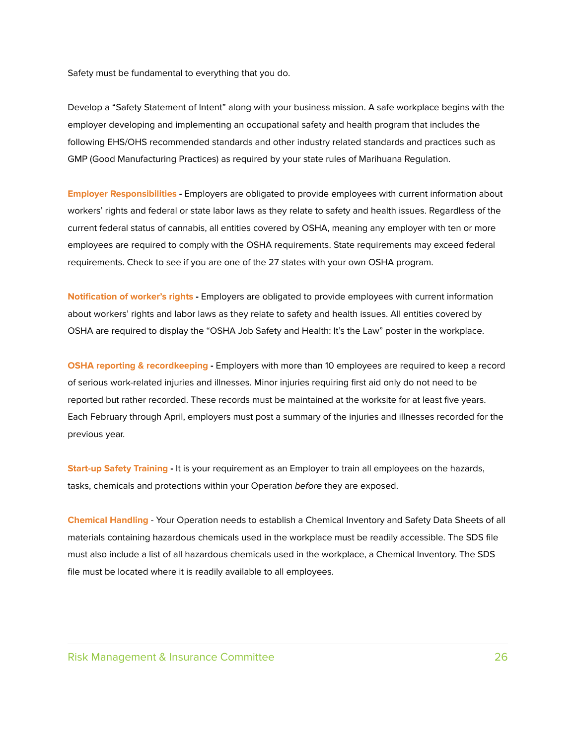Safety must be fundamental to everything that you do.

Develop a "Safety Statement of Intent" along with your business mission. A safe workplace begins with the employer developing and implementing an occupational safety and health program that includes the following EHS/OHS recommended standards and other industry related standards and practices such as GMP (Good Manufacturing Practices) as required by your state rules of Marihuana Regulation.

**Employer Responsibilities -** Employers are obligated to provide employees with current information about workers' rights and federal or state labor laws as they relate to safety and health issues. Regardless of the current federal status of cannabis, all entities covered by OSHA, meaning any employer with ten or more employees are required to comply with the OSHA requirements. State requirements may exceed federal requirements. Check to see if you are one of the 27 states with your own OSHA program.

**Notification of worker's rights -** Employers are obligated to provide employees with current information about workers' rights and labor laws as they relate to safety and health issues. All entities covered by OSHA are required to display the "OSHA Job Safety and Health: It's the Law" poster in the workplace.

**OSHA reporting & recordkeeping -** Employers with more than 10 employees are required to keep a record of serious work-related injuries and illnesses. Minor injuries requiring first aid only do not need to be reported but rather recorded. These records must be maintained at the worksite for at least five years. Each February through April, employers must post a summary of the injuries and illnesses recorded for the previous year.

**Start-up Safety Training -** It is your requirement as an Employer to train all employees on the hazards, tasks, chemicals and protections within your Operation *before* they are exposed.

**Chemical Handling** - Your Operation needs to establish a Chemical Inventory and Safety Data Sheets of all materials containing hazardous chemicals used in the workplace must be readily accessible. The SDS file must also include a list of all hazardous chemicals used in the workplace, a Chemical Inventory. The SDS file must be located where it is readily available to all employees.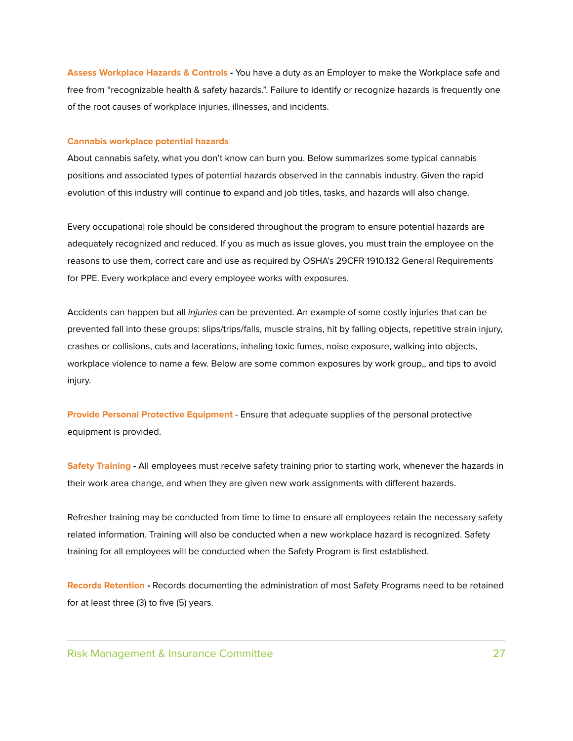**Assess Workplace Hazards & Controls -** You have a duty as an Employer to make the Workplace safe and free from "recognizable health & safety hazards.". Failure to identify or recognize hazards is frequently one of the root causes of workplace injuries, illnesses, and incidents.

**Cannabis workplace potential hazards**

About cannabis safety, what you don't know can burn you. Below summarizes some typical cannabis positions and associated types of potential hazards observed in the cannabis industry. Given the rapid evolution of this industry will continue to expand and job titles, tasks, and hazards will also change.

Every occupational role should be considered throughout the program to ensure potential hazards are adequately recognized and reduced. If you as much as issue gloves, you must train the employee on the reasons to use them, correct care and use as required by OSHA's 29CFR 1910.132 General Requirements for PPE. Every workplace and every employee works with exposures.

Accidents can happen but all *injuries* can be prevented. An example of some costly injuries that can be prevented fall into these groups: slips/trips/falls, muscle strains, hit by falling objects, repetitive strain injury, crashes or collisions, cuts and lacerations, inhaling toxic fumes, noise exposure, walking into objects, workplace violence to name a few. Below are some common exposures by work group,, and tips to avoid injury.

**Provide Personal Protective Equipment** - Ensure that adequate supplies of the personal protective equipment is provided.

**Safety Training -** All employees must receive safety training prior to starting work, whenever the hazards in their work area change, and when they are given new work assignments with different hazards.

Refresher training may be conducted from time to time to ensure all employees retain the necessary safety related information. Training will also be conducted when a new workplace hazard is recognized. Safety training for all employees will be conducted when the Safety Program is first established.

**Records Retention -** Records documenting the administration of most Safety Programs need to be retained for at least three (3) to five (5) years.